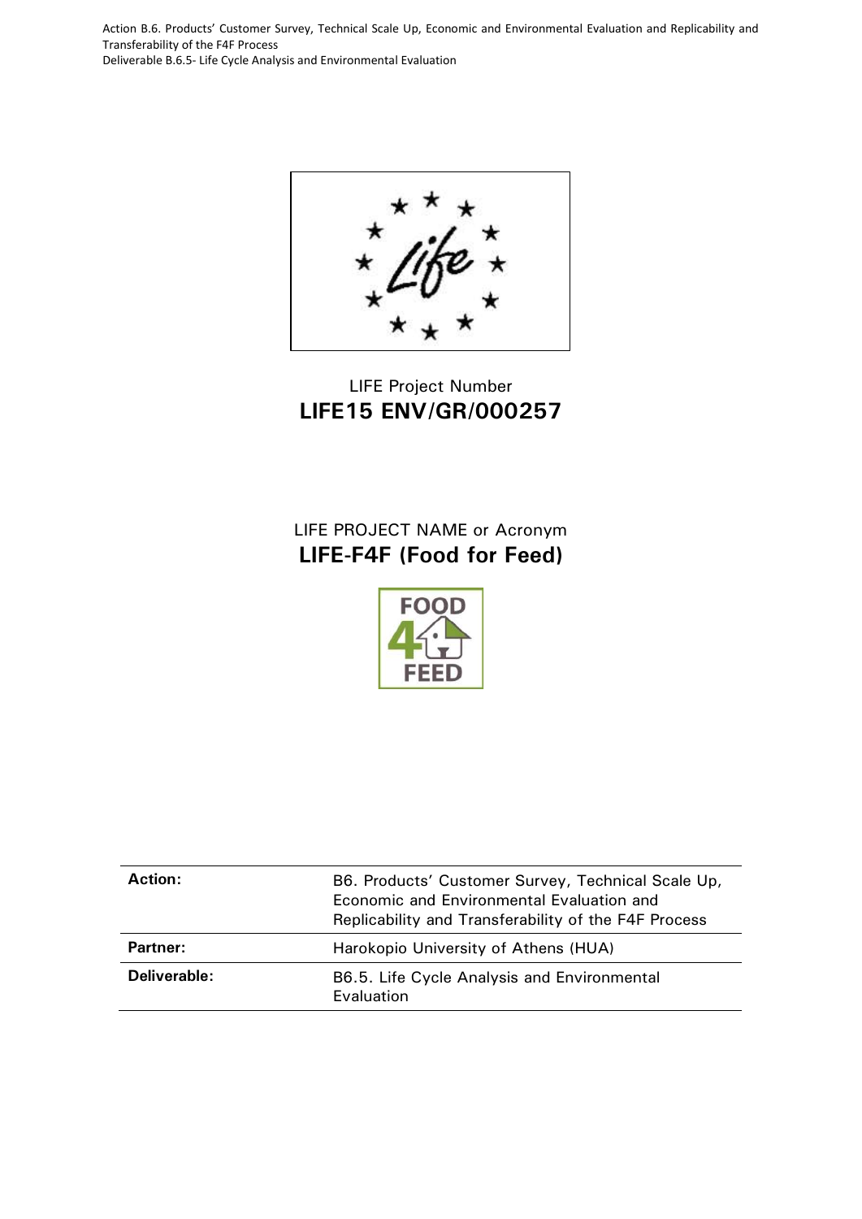LIFE Project Number

**LIFE15 ENV/GR/000257**

LIFE PROJECT NAME or Acronym

**LIFE-F4F (Food for Feed)**

| **Action:** | B6. Products' Customer Survey, Technical Scale Up, Economic and Environmental Evaluation and Replicability and Transferability of the F4F Process |
|---|---|
| **Partner:** | Harokopio University of Athens (HUA) |
| **Deliverable:** | B6.5. Life Cycle Analysis and Environmental Evaluation |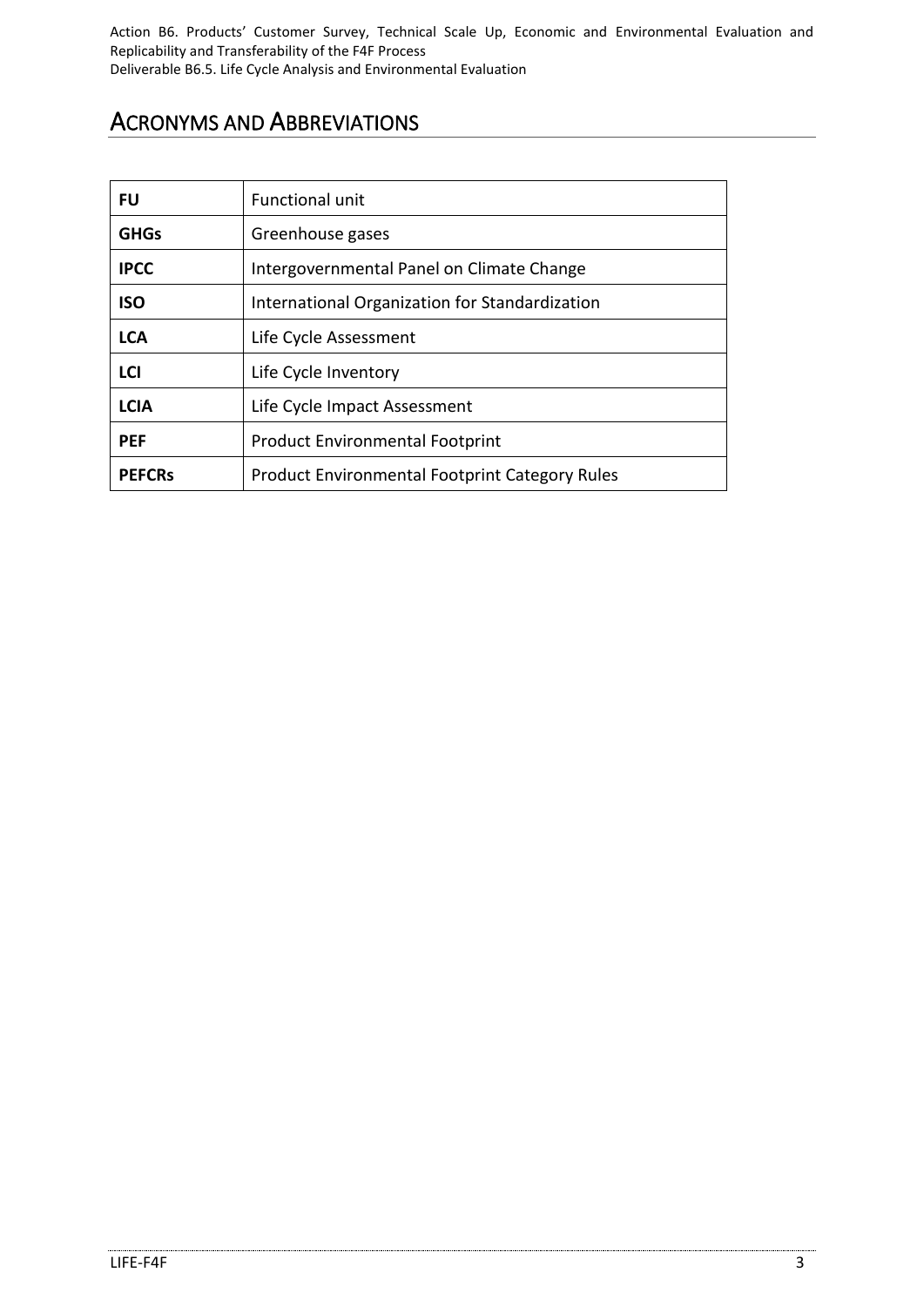# ACRONYMS AND ABBREVIATIONS

| | |
|---|---|
| **FU** | Functional unit |
| **GHGs** | Greenhouse gases |
| **IPCC** | Intergovernmental Panel on Climate Change |
| **ISO** | International Organization for Standardization |
| **LCA** | Life Cycle Assessment |
| **LCI** | Life Cycle Inventory |
| **LCIA** | Life Cycle Impact Assessment |
| **PEF** | Product Environmental Footprint |
| **PEFCRs** | Product Environmental Footprint Category Rules |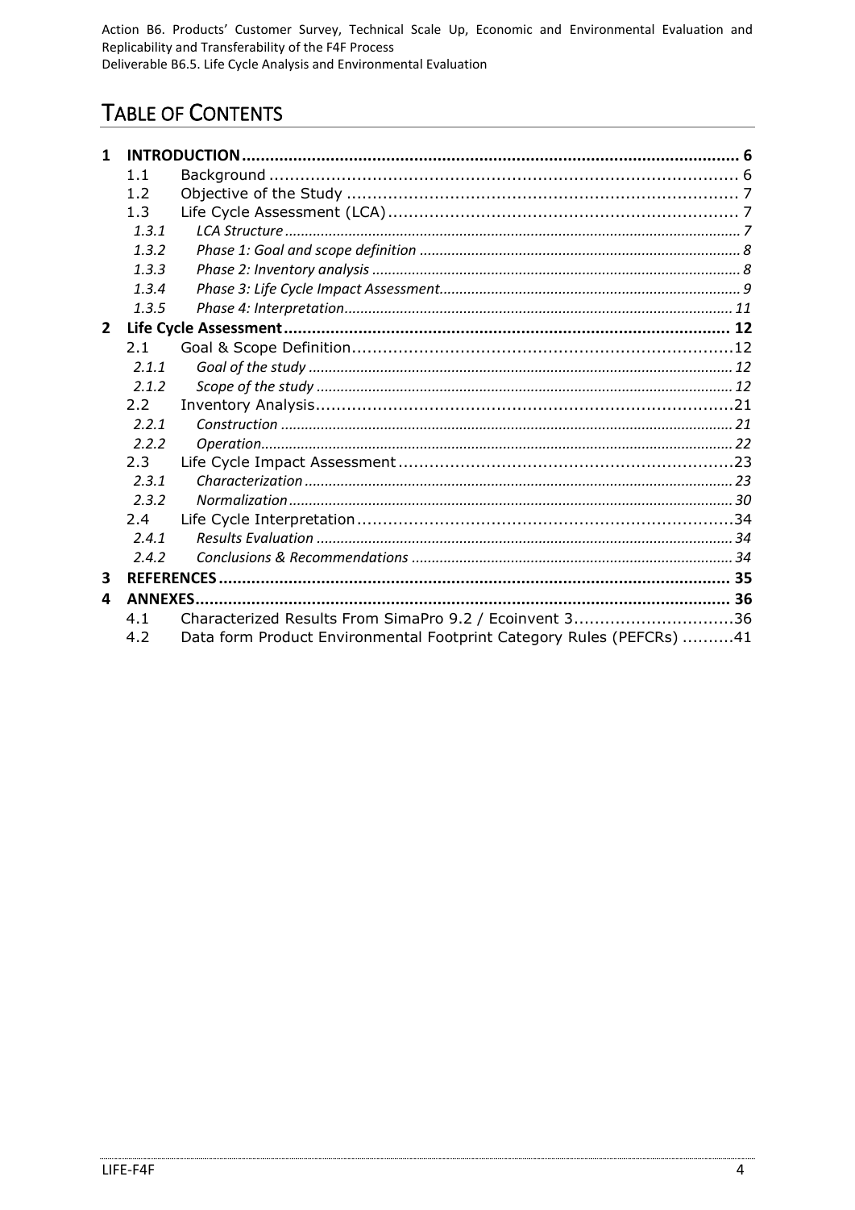# TABLE OF CONTENTS

- **1 INTRODUCTION ........................................................................................................ 6**
  - 1.1 Background ........................................................................................ 6
  - 1.2 Objective of the Study ........................................................................ 7
  - 1.3 Life Cycle Assessment (LCA) ................................................................ 7
    - *1.3.1 LCA Structure ........................................................................................................ 7*
    - *1.3.2 Phase 1: Goal and scope definition ................................................................ 8*
    - *1.3.3 Phase 2: Inventory analysis ............................................................................ 8*
    - *1.3.4 Phase 3: Life Cycle Impact Assessment ............................................................ 9*
    - *1.3.5 Phase 4: Interpretation ................................................................................. 11*
- **2 Life Cycle Assessment ............................................................................................ 12**
  - 2.1 Goal & Scope Definition .......................................................................12
    - *2.1.1 Goal of the study ........................................................................................... 12*
    - *2.1.2 Scope of the study ......................................................................................... 12*
  - 2.2 Inventory Analysis ...............................................................................21
    - *2.2.1 Construction ................................................................................................. 21*
    - *2.2.2 Operation ...................................................................................................... 22*
  - 2.3 Life Cycle Impact Assessment ..............................................................23
    - *2.3.1 Characterization ............................................................................................ 23*
    - *2.3.2 Normalization ............................................................................................... 30*
  - 2.4 Life Cycle Interpretation ......................................................................34
    - *2.4.1 Results Evaluation ......................................................................................... 34*
    - *2.4.2 Conclusions & Recommendations ................................................................. 34*
- **3 REFERENCES ........................................................................................................... 35**
- **4 ANNEXES ................................................................................................................. 36**
  - 4.1 Characterized Results From SimaPro 9.2 / Ecoinvent 3 ...............................36
  - 4.2 Data form Product Environmental Footprint Category Rules (PEFCRs) ..........41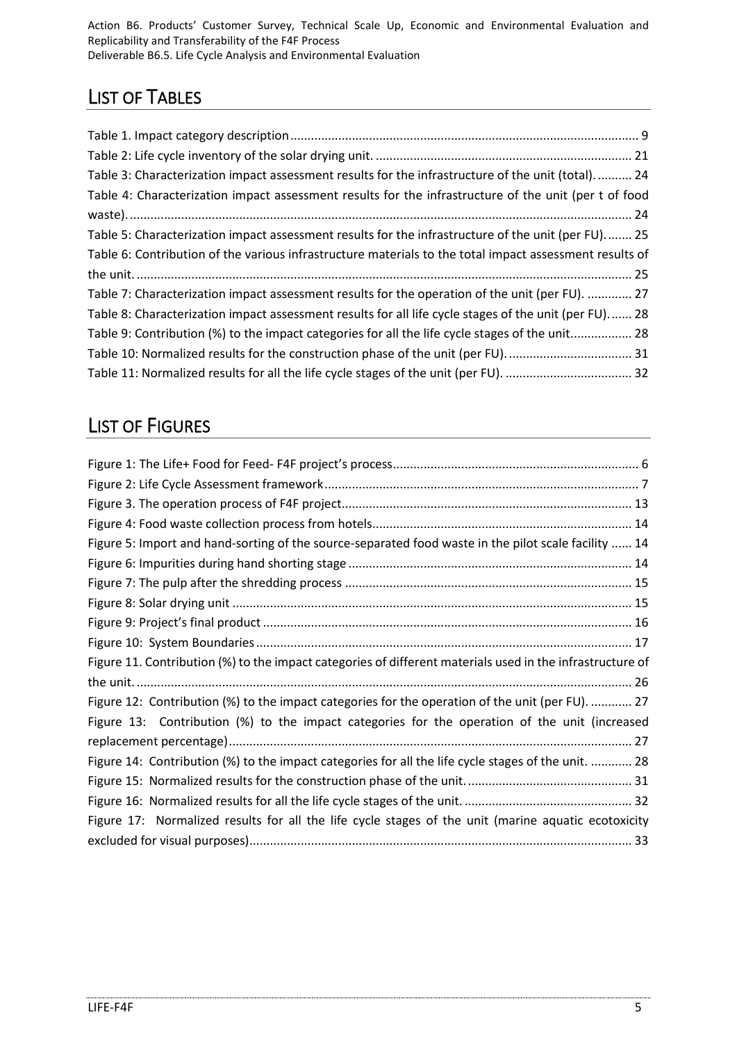## LIST OF TABLES

Table 1. Impact category description ..... 9
Table 2: Life cycle inventory of the solar drying unit. ..... 21
Table 3: Characterization impact assessment results for the infrastructure of the unit (total). ..... 24
Table 4: Characterization impact assessment results for the infrastructure of the unit (per t of food waste). ..... 24
Table 5: Characterization impact assessment results for the infrastructure of the unit (per FU). ..... 25
Table 6: Contribution of the various infrastructure materials to the total impact assessment results of the unit. ..... 25
Table 7: Characterization impact assessment results for the operation of the unit (per FU). ..... 27
Table 8: Characterization impact assessment results for all life cycle stages of the unit (per FU). ..... 28
Table 9: Contribution (%) to the impact categories for all the life cycle stages of the unit. ..... 28
Table 10: Normalized results for the construction phase of the unit (per FU). ..... 31
Table 11: Normalized results for all the life cycle stages of the unit (per FU). ..... 32

## LIST OF FIGURES

Figure 1: The Life+ Food for Feed- F4F project's process ..... 6
Figure 2: Life Cycle Assessment framework ..... 7
Figure 3. The operation process of F4F project ..... 13
Figure 4: Food waste collection process from hotels ..... 14
Figure 5: Import and hand-sorting of the source-separated food waste in the pilot scale facility ..... 14
Figure 6: Impurities during hand shorting stage ..... 14
Figure 7: The pulp after the shredding process ..... 15
Figure 8: Solar drying unit ..... 15
Figure 9: Project's final product ..... 16
Figure 10: System Boundaries ..... 17
Figure 11. Contribution (%) to the impact categories of different materials used in the infrastructure of the unit. ..... 26
Figure 12: Contribution (%) to the impact categories for the operation of the unit (per FU). ..... 27
Figure 13: Contribution (%) to the impact categories for the operation of the unit (increased replacement percentage) ..... 27
Figure 14: Contribution (%) to the impact categories for all the life cycle stages of the unit. ..... 28
Figure 15: Normalized results for the construction phase of the unit. ..... 31
Figure 16: Normalized results for all the life cycle stages of the unit. ..... 32
Figure 17: Normalized results for all the life cycle stages of the unit (marine aquatic ecotoxicity excluded for visual purposes) ..... 33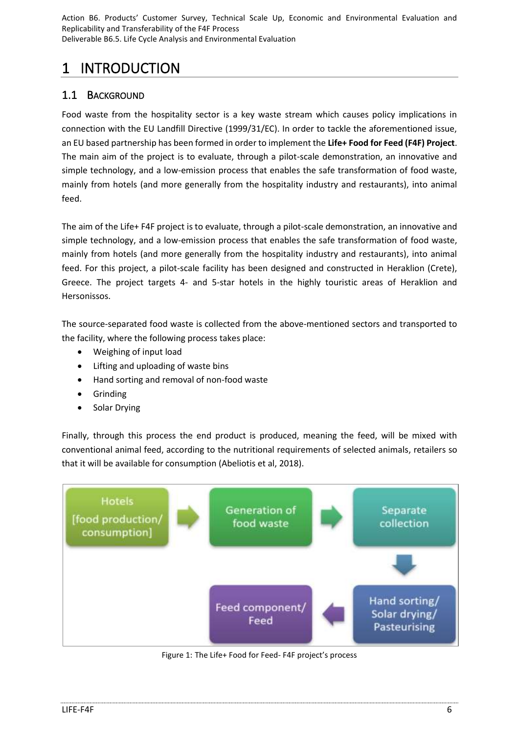# 1 INTRODUCTION

## 1.1 BACKGROUND

Food waste from the hospitality sector is a key waste stream which causes policy implications in connection with the EU Landfill Directive (1999/31/EC). In order to tackle the aforementioned issue, an EU based partnership has been formed in order to implement the **Life+ Food for Feed (F4F) Project**. The main aim of the project is to evaluate, through a pilot-scale demonstration, an innovative and simple technology, and a low-emission process that enables the safe transformation of food waste, mainly from hotels (and more generally from the hospitality industry and restaurants), into animal feed.

The aim of the Life+ F4F project is to evaluate, through a pilot-scale demonstration, an innovative and simple technology, and a low-emission process that enables the safe transformation of food waste, mainly from hotels (and more generally from the hospitality industry and restaurants), into animal feed. For this project, a pilot-scale facility has been designed and constructed in Heraklion (Crete), Greece. The project targets 4- and 5-star hotels in the highly touristic areas of Heraklion and Hersonissos.

The source-separated food waste is collected from the above-mentioned sectors and transported to the facility, where the following process takes place:

- Weighing of input load
- Lifting and uploading of waste bins
- Hand sorting and removal of non-food waste
- Grinding
- Solar Drying

Finally, through this process the end product is produced, meaning the feed, will be mixed with conventional animal feed, according to the nutritional requirements of selected animals, retailers so that it will be available for consumption (Abeliotis et al, 2018).

Hotels [food production/ consumption] → Generation of food waste → Separate collection → Hand sorting/ Solar drying/ Pasteurising → Feed component/ Feed

Figure 1: The Life+ Food for Feed- F4F project's process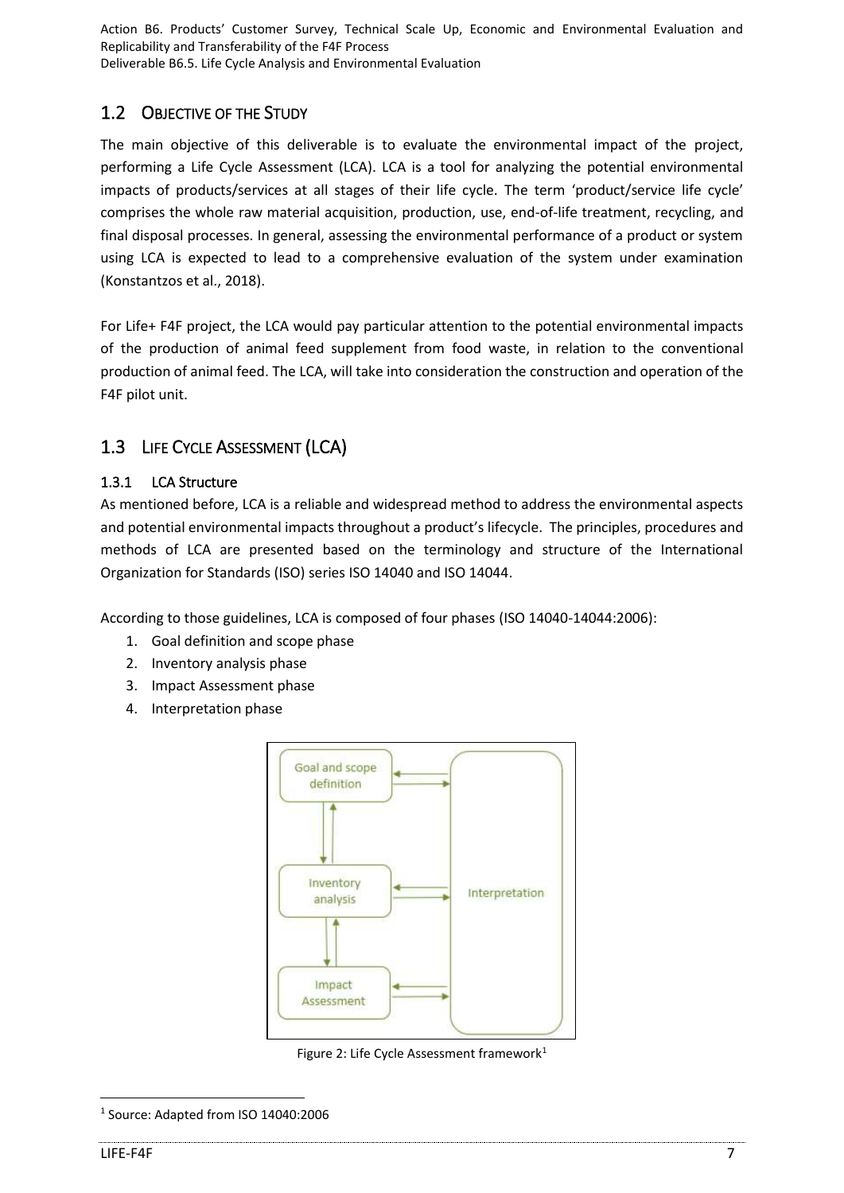## 1.2 OBJECTIVE OF THE STUDY

The main objective of this deliverable is to evaluate the environmental impact of the project, performing a Life Cycle Assessment (LCA). LCA is a tool for analyzing the potential environmental impacts of products/services at all stages of their life cycle. The term 'product/service life cycle' comprises the whole raw material acquisition, production, use, end-of-life treatment, recycling, and final disposal processes. In general, assessing the environmental performance of a product or system using LCA is expected to lead to a comprehensive evaluation of the system under examination (Konstantzos et al., 2018).

For Life+ F4F project, the LCA would pay particular attention to the potential environmental impacts of the production of animal feed supplement from food waste, in relation to the conventional production of animal feed. The LCA, will take into consideration the construction and operation of the F4F pilot unit.

## 1.3 LIFE CYCLE ASSESSMENT (LCA)

### 1.3.1 LCA Structure

As mentioned before, LCA is a reliable and widespread method to address the environmental aspects and potential environmental impacts throughout a product's lifecycle. The principles, procedures and methods of LCA are presented based on the terminology and structure of the International Organization for Standards (ISO) series ISO 14040 and ISO 14044.

According to those guidelines, LCA is composed of four phases (ISO 14040-14044:2006):

1. Goal definition and scope phase
2. Inventory analysis phase
3. Impact Assessment phase
4. Interpretation phase

Goal and scope definition

Inventory analysis

Impact Assessment

Interpretation

Figure 2: Life Cycle Assessment framework[1]

[1] Source: Adapted from ISO 14040:2006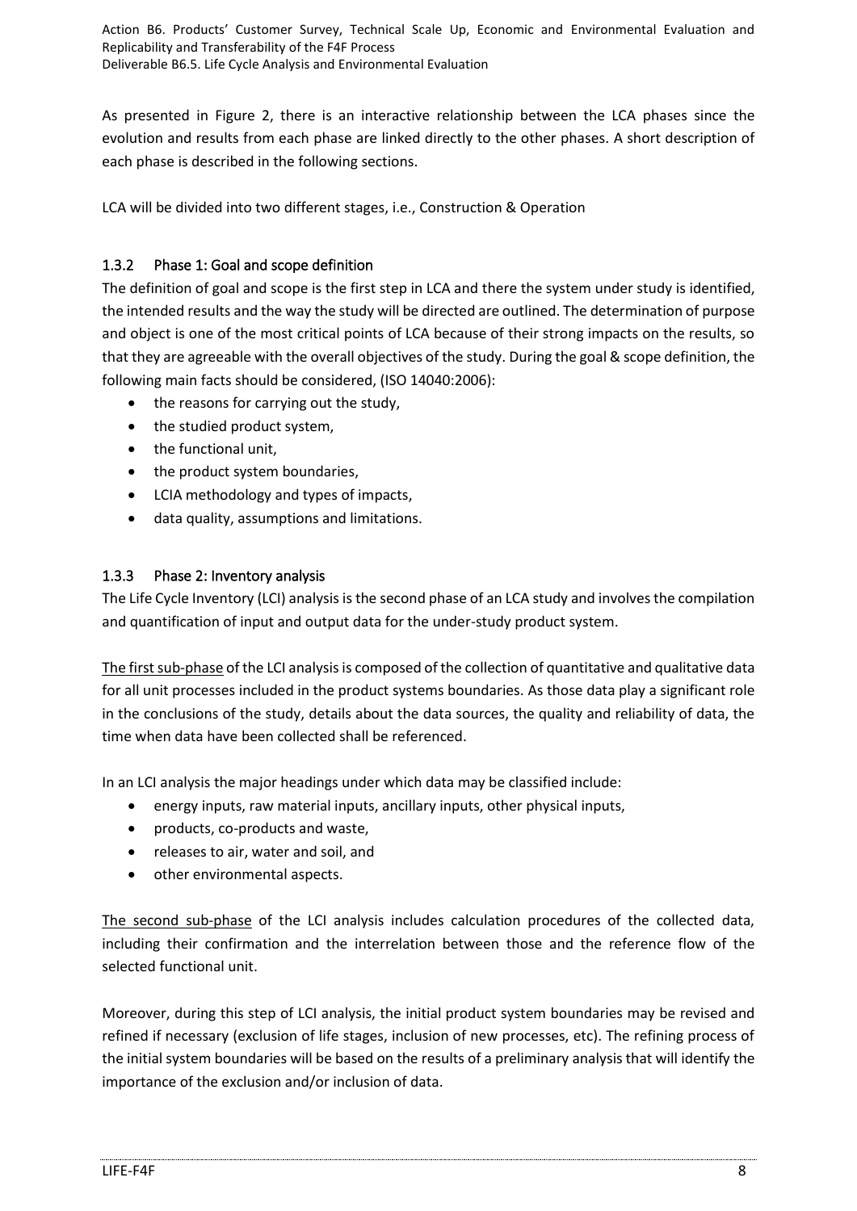As presented in Figure 2, there is an interactive relationship between the LCA phases since the evolution and results from each phase are linked directly to the other phases. A short description of each phase is described in the following sections.

LCA will be divided into two different stages, i.e., Construction & Operation

### 1.3.2 Phase 1: Goal and scope definition

The definition of goal and scope is the first step in LCA and there the system under study is identified, the intended results and the way the study will be directed are outlined. The determination of purpose and object is one of the most critical points of LCA because of their strong impacts on the results, so that they are agreeable with the overall objectives of the study. During the goal & scope definition, the following main facts should be considered, (ISO 14040:2006):

- the reasons for carrying out the study,
- the studied product system,
- the functional unit,
- the product system boundaries,
- LCIA methodology and types of impacts,
- data quality, assumptions and limitations.

### 1.3.3 Phase 2: Inventory analysis

The Life Cycle Inventory (LCI) analysis is the second phase of an LCA study and involves the compilation and quantification of input and output data for the under-study product system.

<u>The first sub-phase</u> of the LCI analysis is composed of the collection of quantitative and qualitative data for all unit processes included in the product systems boundaries. As those data play a significant role in the conclusions of the study, details about the data sources, the quality and reliability of data, the time when data have been collected shall be referenced.

In an LCI analysis the major headings under which data may be classified include:

- energy inputs, raw material inputs, ancillary inputs, other physical inputs,
- products, co-products and waste,
- releases to air, water and soil, and
- other environmental aspects.

<u>The second sub-phase</u> of the LCI analysis includes calculation procedures of the collected data, including their confirmation and the interrelation between those and the reference flow of the selected functional unit.

Moreover, during this step of LCI analysis, the initial product system boundaries may be revised and refined if necessary (exclusion of life stages, inclusion of new processes, etc). The refining process of the initial system boundaries will be based on the results of a preliminary analysis that will identify the importance of the exclusion and/or inclusion of data.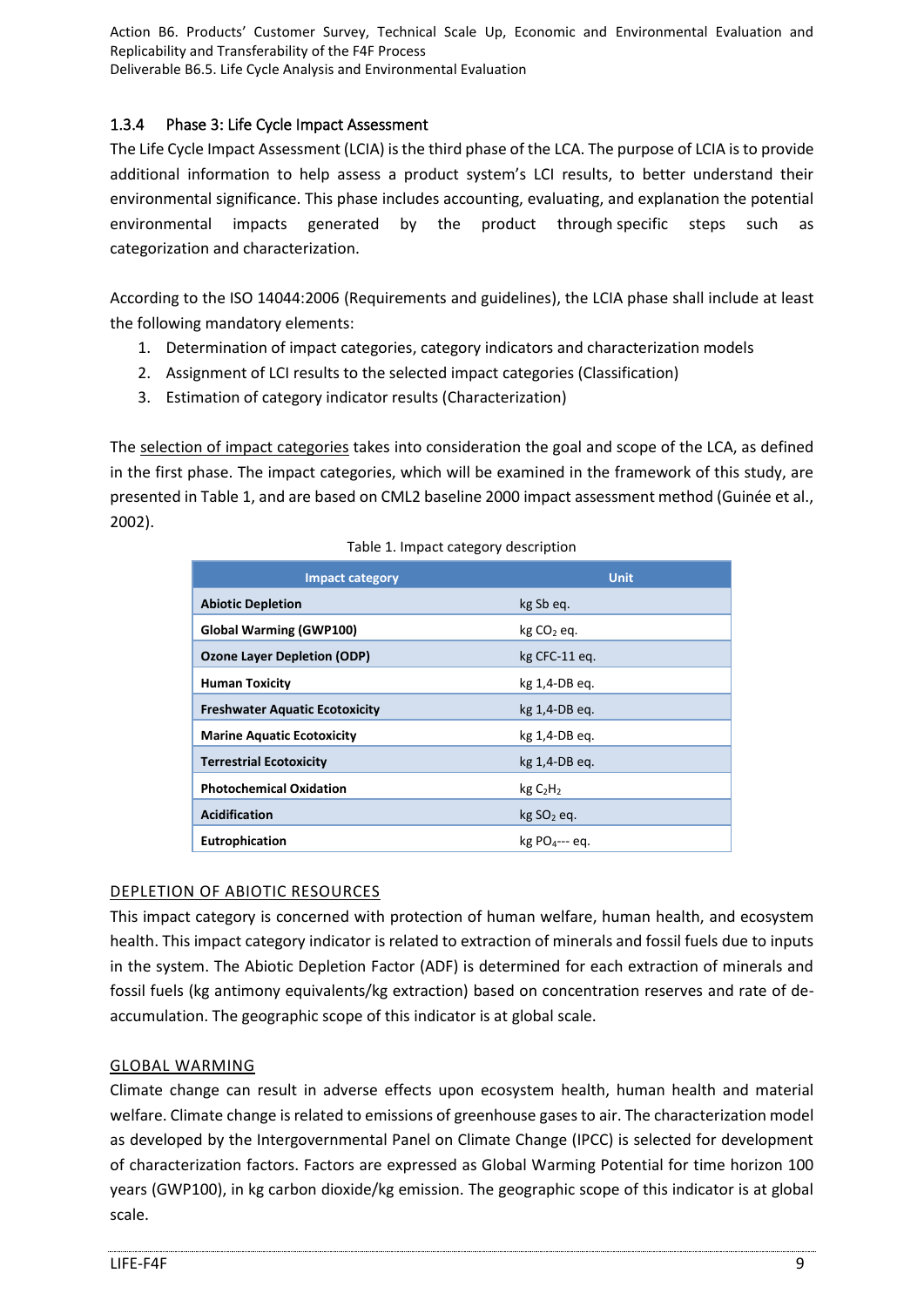### 1.3.4 Phase 3: Life Cycle Impact Assessment

The Life Cycle Impact Assessment (LCIA) is the third phase of the LCA. The purpose of LCIA is to provide additional information to help assess a product system's LCI results, to better understand their environmental significance. This phase includes accounting, evaluating, and explanation the potential environmental impacts generated by the product through specific steps such as categorization and characterization.

According to the ISO 14044:2006 (Requirements and guidelines), the LCIA phase shall include at least the following mandatory elements:

1. Determination of impact categories, category indicators and characterization models
2. Assignment of LCI results to the selected impact categories (Classification)
3. Estimation of category indicator results (Characterization)

The selection of impact categories takes into consideration the goal and scope of the LCA, as defined in the first phase. The impact categories, which will be examined in the framework of this study, are presented in Table 1, and are based on CML2 baseline 2000 impact assessment method (Guinée et al., 2002).

Table 1. Impact category description

| Impact category | Unit |
|---|---|
| **Abiotic Depletion** | kg Sb eq. |
| **Global Warming (GWP100)** | kg $CO_2$ eq. |
| **Ozone Layer Depletion (ODP)** | kg CFC-11 eq. |
| **Human Toxicity** | kg 1,4-DB eq. |
| **Freshwater Aquatic Ecotoxicity** | kg 1,4-DB eq. |
| **Marine Aquatic Ecotoxicity** | kg 1,4-DB eq. |
| **Terrestrial Ecotoxicity** | kg 1,4-DB eq. |
| **Photochemical Oxidation** | kg $C_2H_2$ |
| **Acidification** | kg $SO_2$ eq. |
| **Eutrophication** | kg $PO_4$--- eq. |

DEPLETION OF ABIOTIC RESOURCES

This impact category is concerned with protection of human welfare, human health, and ecosystem health. This impact category indicator is related to extraction of minerals and fossil fuels due to inputs in the system. The Abiotic Depletion Factor (ADF) is determined for each extraction of minerals and fossil fuels (kg antimony equivalents/kg extraction) based on concentration reserves and rate of de-accumulation. The geographic scope of this indicator is at global scale.

GLOBAL WARMING

Climate change can result in adverse effects upon ecosystem health, human health and material welfare. Climate change is related to emissions of greenhouse gases to air. The characterization model as developed by the Intergovernmental Panel on Climate Change (IPCC) is selected for development of characterization factors. Factors are expressed as Global Warming Potential for time horizon 100 years (GWP100), in kg carbon dioxide/kg emission. The geographic scope of this indicator is at global scale.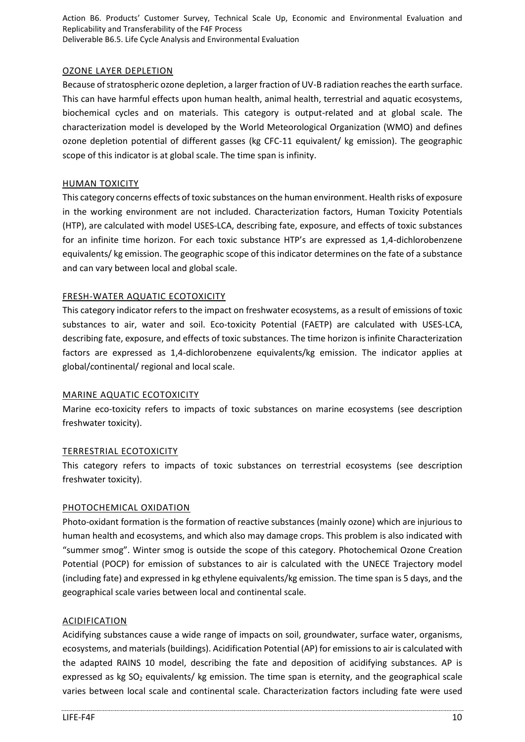### OZONE LAYER DEPLETION

Because of stratospheric ozone depletion, a larger fraction of UV-B radiation reaches the earth surface. This can have harmful effects upon human health, animal health, terrestrial and aquatic ecosystems, biochemical cycles and on materials. This category is output-related and at global scale. The characterization model is developed by the World Meteorological Organization (WMO) and defines ozone depletion potential of different gasses (kg CFC-11 equivalent/ kg emission). The geographic scope of this indicator is at global scale. The time span is infinity.

### HUMAN TOXICITY

This category concerns effects of toxic substances on the human environment. Health risks of exposure in the working environment are not included. Characterization factors, Human Toxicity Potentials (HTP), are calculated with model USES-LCA, describing fate, exposure, and effects of toxic substances for an infinite time horizon. For each toxic substance HTP's are expressed as 1,4-dichlorobenzene equivalents/ kg emission. The geographic scope of this indicator determines on the fate of a substance and can vary between local and global scale.

### FRESH-WATER AQUATIC ECOTOXICITY

This category indicator refers to the impact on freshwater ecosystems, as a result of emissions of toxic substances to air, water and soil. Eco-toxicity Potential (FAETP) are calculated with USES-LCA, describing fate, exposure, and effects of toxic substances. The time horizon is infinite Characterization factors are expressed as 1,4-dichlorobenzene equivalents/kg emission. The indicator applies at global/continental/ regional and local scale.

### MARINE AQUATIC ECOTOXICITY

Marine eco-toxicity refers to impacts of toxic substances on marine ecosystems (see description freshwater toxicity).

### TERRESTRIAL ECOTOXICITY

This category refers to impacts of toxic substances on terrestrial ecosystems (see description freshwater toxicity).

### PHOTOCHEMICAL OXIDATION

Photo-oxidant formation is the formation of reactive substances (mainly ozone) which are injurious to human health and ecosystems, and which also may damage crops. This problem is also indicated with "summer smog". Winter smog is outside the scope of this category. Photochemical Ozone Creation Potential (POCP) for emission of substances to air is calculated with the UNECE Trajectory model (including fate) and expressed in kg ethylene equivalents/kg emission. The time span is 5 days, and the geographical scale varies between local and continental scale.

### ACIDIFICATION

Acidifying substances cause a wide range of impacts on soil, groundwater, surface water, organisms, ecosystems, and materials (buildings). Acidification Potential (AP) for emissions to air is calculated with the adapted RAINS 10 model, describing the fate and deposition of acidifying substances. AP is expressed as kg $SO_2$ equivalents/ kg emission. The time span is eternity, and the geographical scale varies between local scale and continental scale. Characterization factors including fate were used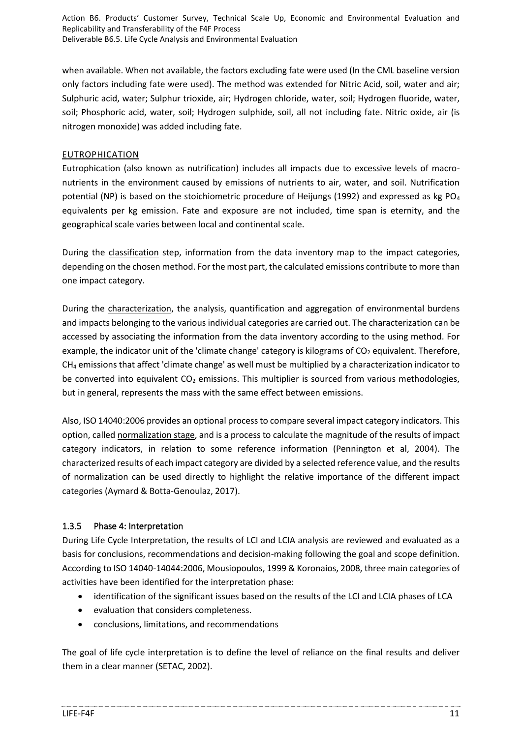when available. When not available, the factors excluding fate were used (In the CML baseline version only factors including fate were used). The method was extended for Nitric Acid, soil, water and air; Sulphuric acid, water; Sulphur trioxide, air; Hydrogen chloride, water, soil; Hydrogen fluoride, water, soil; Phosphoric acid, water, soil; Hydrogen sulphide, soil, all not including fate. Nitric oxide, air (is nitrogen monoxide) was added including fate.

EUTROPHICATION

Eutrophication (also known as nutrification) includes all impacts due to excessive levels of macro-nutrients in the environment caused by emissions of nutrients to air, water, and soil. Nutrification potential (NP) is based on the stoichiometric procedure of Heijungs (1992) and expressed as kg $PO_4$ equivalents per kg emission. Fate and exposure are not included, time span is eternity, and the geographical scale varies between local and continental scale.

During the classification step, information from the data inventory map to the impact categories, depending on the chosen method. For the most part, the calculated emissions contribute to more than one impact category.

During the characterization, the analysis, quantification and aggregation of environmental burdens and impacts belonging to the various individual categories are carried out. The characterization can be accessed by associating the information from the data inventory according to the using method. For example, the indicator unit of the 'climate change' category is kilograms of $CO_2$ equivalent. Therefore, $CH_4$ emissions that affect 'climate change' as well must be multiplied by a characterization indicator to be converted into equivalent $CO_2$ emissions. This multiplier is sourced from various methodologies, but in general, represents the mass with the same effect between emissions.

Also, ISO 14040:2006 provides an optional process to compare several impact category indicators. This option, called normalization stage, and is a process to calculate the magnitude of the results of impact category indicators, in relation to some reference information (Pennington et al, 2004). The characterized results of each impact category are divided by a selected reference value, and the results of normalization can be used directly to highlight the relative importance of the different impact categories (Aymard & Botta-Genoulaz, 2017).

### 1.3.5 Phase 4: Interpretation

During Life Cycle Interpretation, the results of LCI and LCIA analysis are reviewed and evaluated as a basis for conclusions, recommendations and decision-making following the goal and scope definition. According to ISO 14040-14044:2006, Mousiopoulos, 1999 & Koronaios, 2008, three main categories of activities have been identified for the interpretation phase:

- identification of the significant issues based on the results of the LCI and LCIA phases of LCA
- evaluation that considers completeness.
- conclusions, limitations, and recommendations

The goal of life cycle interpretation is to define the level of reliance on the final results and deliver them in a clear manner (SETAC, 2002).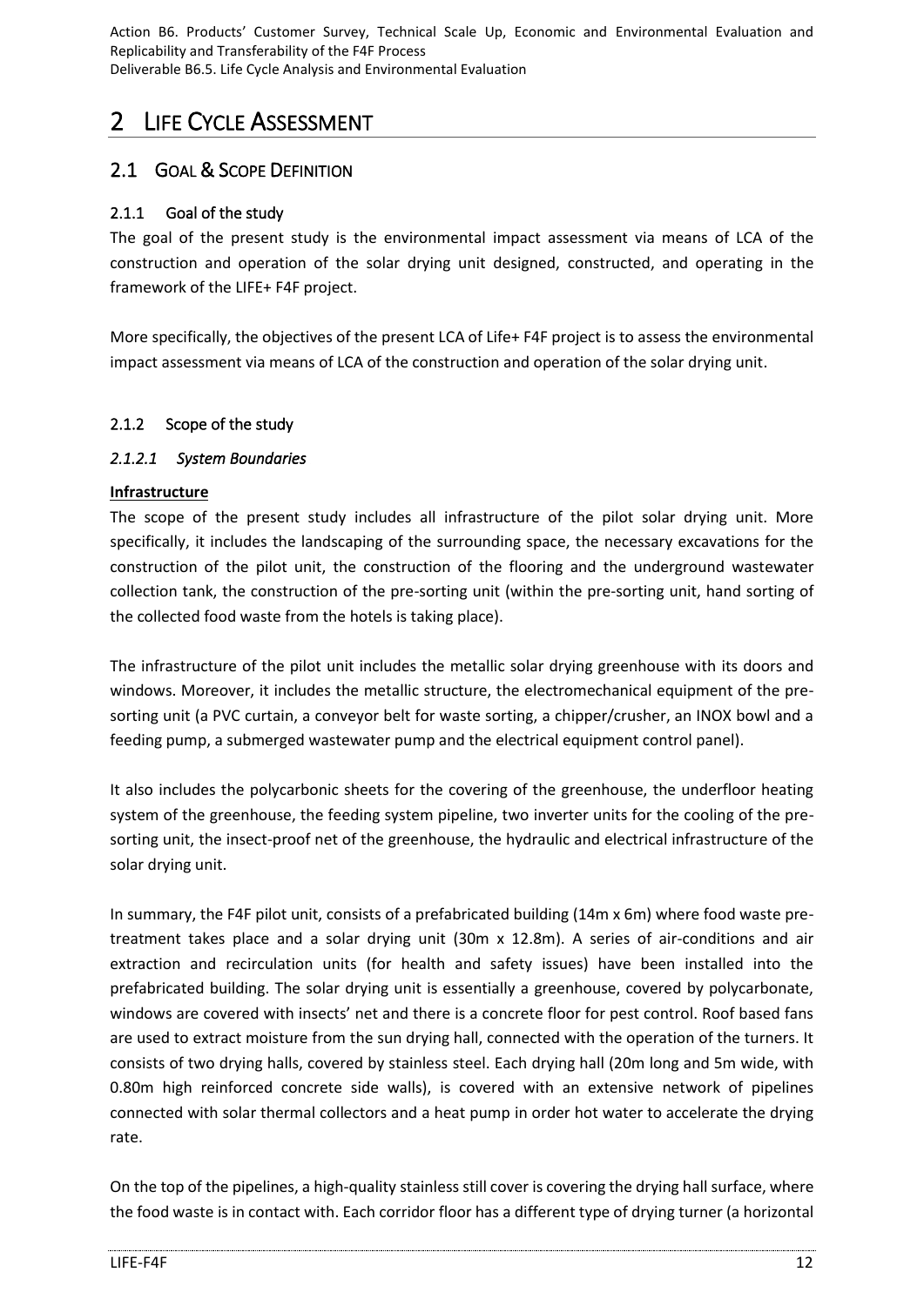# 2 Life Cycle Assessment

## 2.1 Goal & Scope Definition

### 2.1.1 Goal of the study

The goal of the present study is the environmental impact assessment via means of LCA of the construction and operation of the solar drying unit designed, constructed, and operating in the framework of the LIFE+ F4F project.

More specifically, the objectives of the present LCA of Life+ F4F project is to assess the environmental impact assessment via means of LCA of the construction and operation of the solar drying unit.

### 2.1.2 Scope of the study

#### *2.1.2.1 System Boundaries*

**Infrastructure**

The scope of the present study includes all infrastructure of the pilot solar drying unit. More specifically, it includes the landscaping of the surrounding space, the necessary excavations for the construction of the pilot unit, the construction of the flooring and the underground wastewater collection tank, the construction of the pre-sorting unit (within the pre-sorting unit, hand sorting of the collected food waste from the hotels is taking place).

The infrastructure of the pilot unit includes the metallic solar drying greenhouse with its doors and windows. Moreover, it includes the metallic structure, the electromechanical equipment of the pre-sorting unit (a PVC curtain, a conveyor belt for waste sorting, a chipper/crusher, an INOX bowl and a feeding pump, a submerged wastewater pump and the electrical equipment control panel).

It also includes the polycarbonic sheets for the covering of the greenhouse, the underfloor heating system of the greenhouse, the feeding system pipeline, two inverter units for the cooling of the pre-sorting unit, the insect-proof net of the greenhouse, the hydraulic and electrical infrastructure of the solar drying unit.

In summary, the F4F pilot unit, consists of a prefabricated building (14m x 6m) where food waste pre-treatment takes place and a solar drying unit (30m x 12.8m). A series of air-conditions and air extraction and recirculation units (for health and safety issues) have been installed into the prefabricated building. The solar drying unit is essentially a greenhouse, covered by polycarbonate, windows are covered with insects' net and there is a concrete floor for pest control. Roof based fans are used to extract moisture from the sun drying hall, connected with the operation of the turners. It consists of two drying halls, covered by stainless steel. Each drying hall (20m long and 5m wide, with 0.80m high reinforced concrete side walls), is covered with an extensive network of pipelines connected with solar thermal collectors and a heat pump in order hot water to accelerate the drying rate.

On the top of the pipelines, a high-quality stainless still cover is covering the drying hall surface, where the food waste is in contact with. Each corridor floor has a different type of drying turner (a horizontal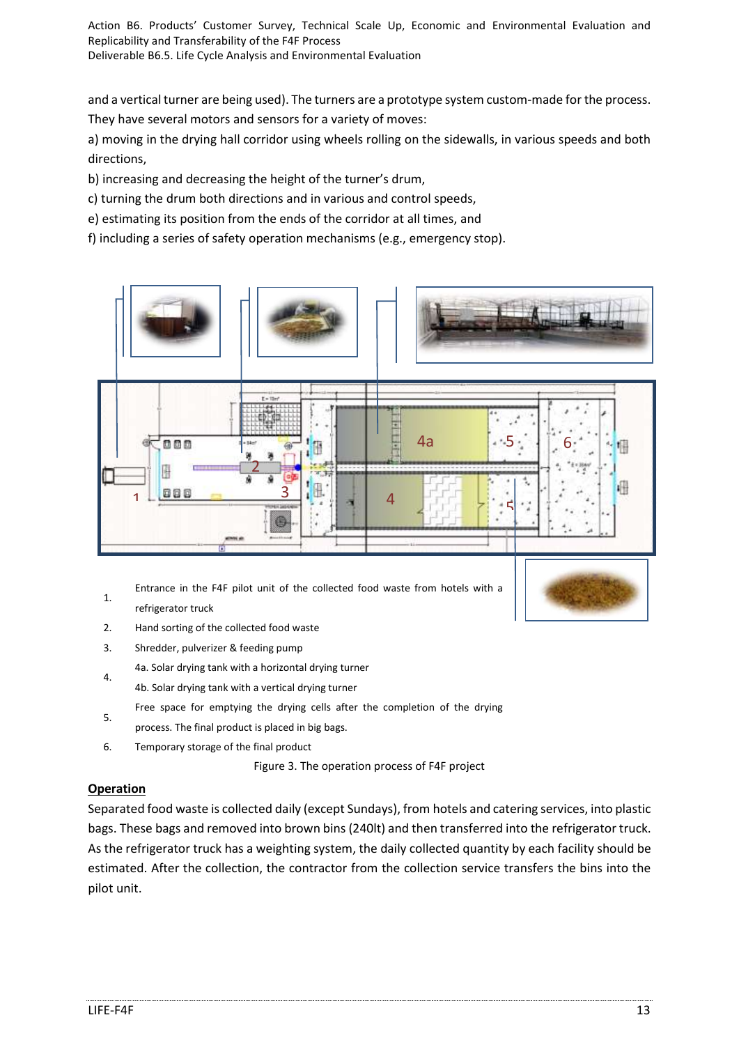and a vertical turner are being used). The turners are a prototype system custom-made for the process. They have several motors and sensors for a variety of moves:

a) moving in the drying hall corridor using wheels rolling on the sidewalls, in various speeds and both directions,

b) increasing and decreasing the height of the turner's drum,

c) turning the drum both directions and in various and control speeds,

e) estimating its position from the ends of the corridor at all times, and

f) including a series of safety operation mechanisms (e.g., emergency stop).

1. Entrance in the F4F pilot unit of the collected food waste from hotels with a refrigerator truck
2. Hand sorting of the collected food waste
3. Shredder, pulverizer & feeding pump
4. 4a. Solar drying tank with a horizontal drying turner
   4b. Solar drying tank with a vertical drying turner
5. Free space for emptying the drying cells after the completion of the drying process. The final product is placed in big bags.
6. Temporary storage of the final product

Figure 3. The operation process of F4F project

**Operation**

Separated food waste is collected daily (except Sundays), from hotels and catering services, into plastic bags. These bags and removed into brown bins (240lt) and then transferred into the refrigerator truck. As the refrigerator truck has a weighting system, the daily collected quantity by each facility should be estimated. After the collection, the contractor from the collection service transfers the bins into the pilot unit.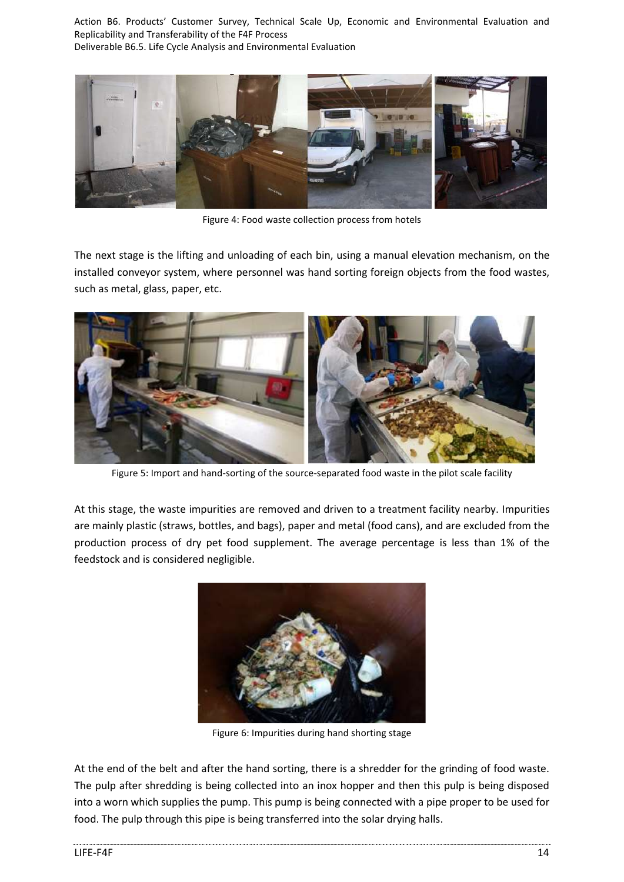Figure 4: Food waste collection process from hotels

The next stage is the lifting and unloading of each bin, using a manual elevation mechanism, on the installed conveyor system, where personnel was hand sorting foreign objects from the food wastes, such as metal, glass, paper, etc.

Figure 5: Import and hand-sorting of the source-separated food waste in the pilot scale facility

At this stage, the waste impurities are removed and driven to a treatment facility nearby. Impurities are mainly plastic (straws, bottles, and bags), paper and metal (food cans), and are excluded from the production process of dry pet food supplement. The average percentage is less than 1% of the feedstock and is considered negligible.

Figure 6: Impurities during hand shorting stage

At the end of the belt and after the hand sorting, there is a shredder for the grinding of food waste. The pulp after shredding is being collected into an inox hopper and then this pulp is being disposed into a worn which supplies the pump. This pump is being connected with a pipe proper to be used for food. The pulp through this pipe is being transferred into the solar drying halls.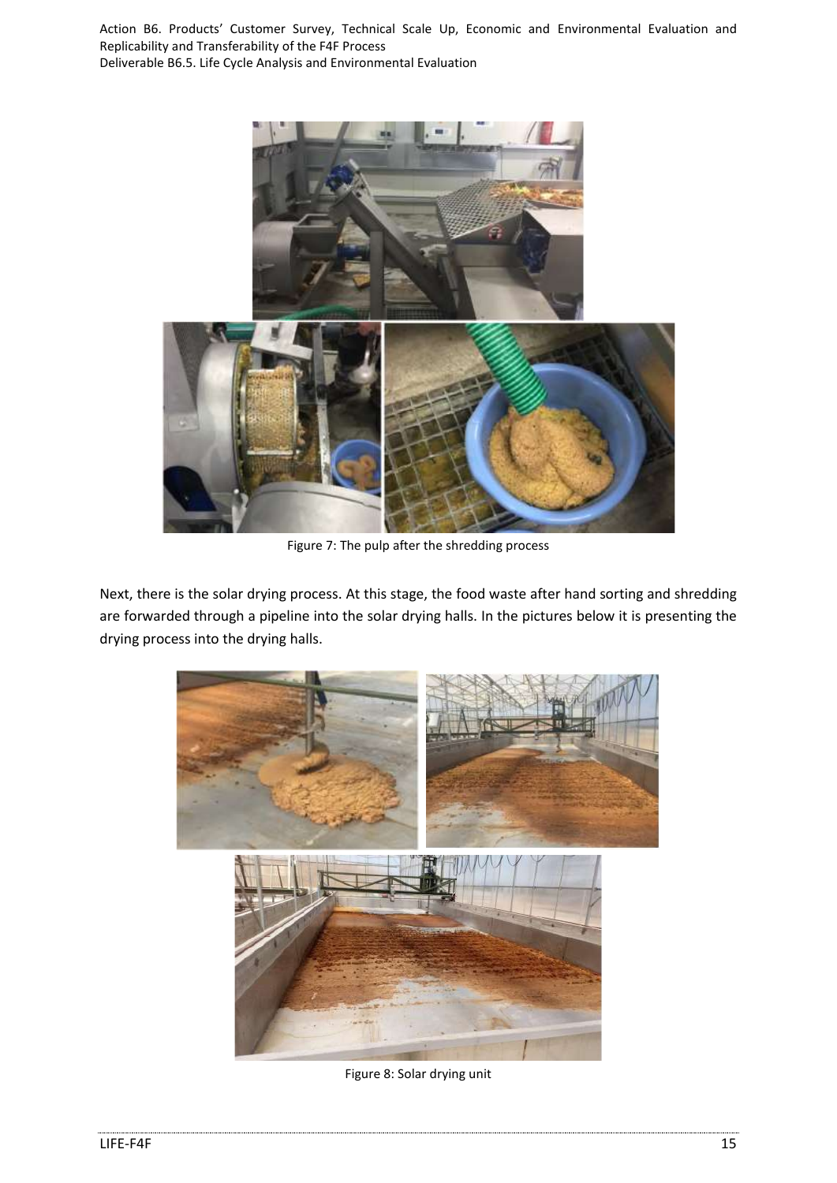Figure 7: The pulp after the shredding process

Next, there is the solar drying process. At this stage, the food waste after hand sorting and shredding are forwarded through a pipeline into the solar drying halls. In the pictures below it is presenting the drying process into the drying halls.

Figure 8: Solar drying unit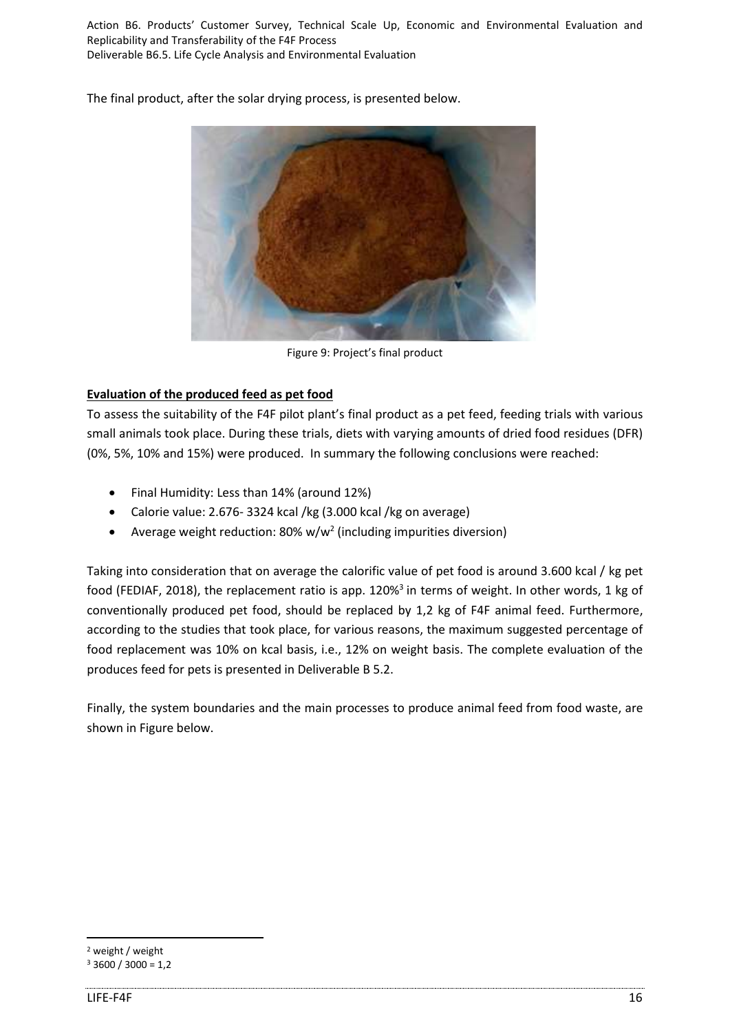The final product, after the solar drying process, is presented below.

Figure 9: Project's final product

**Evaluation of the produced feed as pet food**

To assess the suitability of the F4F pilot plant's final product as a pet feed, feeding trials with various small animals took place. During these trials, diets with varying amounts of dried food residues (DFR) (0%, 5%, 10% and 15%) were produced. In summary the following conclusions were reached:

- Final Humidity: Less than 14% (around 12%)
- Calorie value: 2.676- 3324 kcal /kg (3.000 kcal /kg on average)
- Average weight reduction: 80% w/w[2] (including impurities diversion)

Taking into consideration that on average the calorific value of pet food is around 3.600 kcal / kg pet food (FEDIAF, 2018), the replacement ratio is app. 120%[3] in terms of weight. In other words, 1 kg of conventionally produced pet food, should be replaced by 1,2 kg of F4F animal feed. Furthermore, according to the studies that took place, for various reasons, the maximum suggested percentage of food replacement was 10% on kcal basis, i.e., 12% on weight basis. The complete evaluation of the produces feed for pets is presented in Deliverable B 5.2.

Finally, the system boundaries and the main processes to produce animal feed from food waste, are shown in Figure below.

[2] weight / weight

[3] 3600 / 3000 = 1,2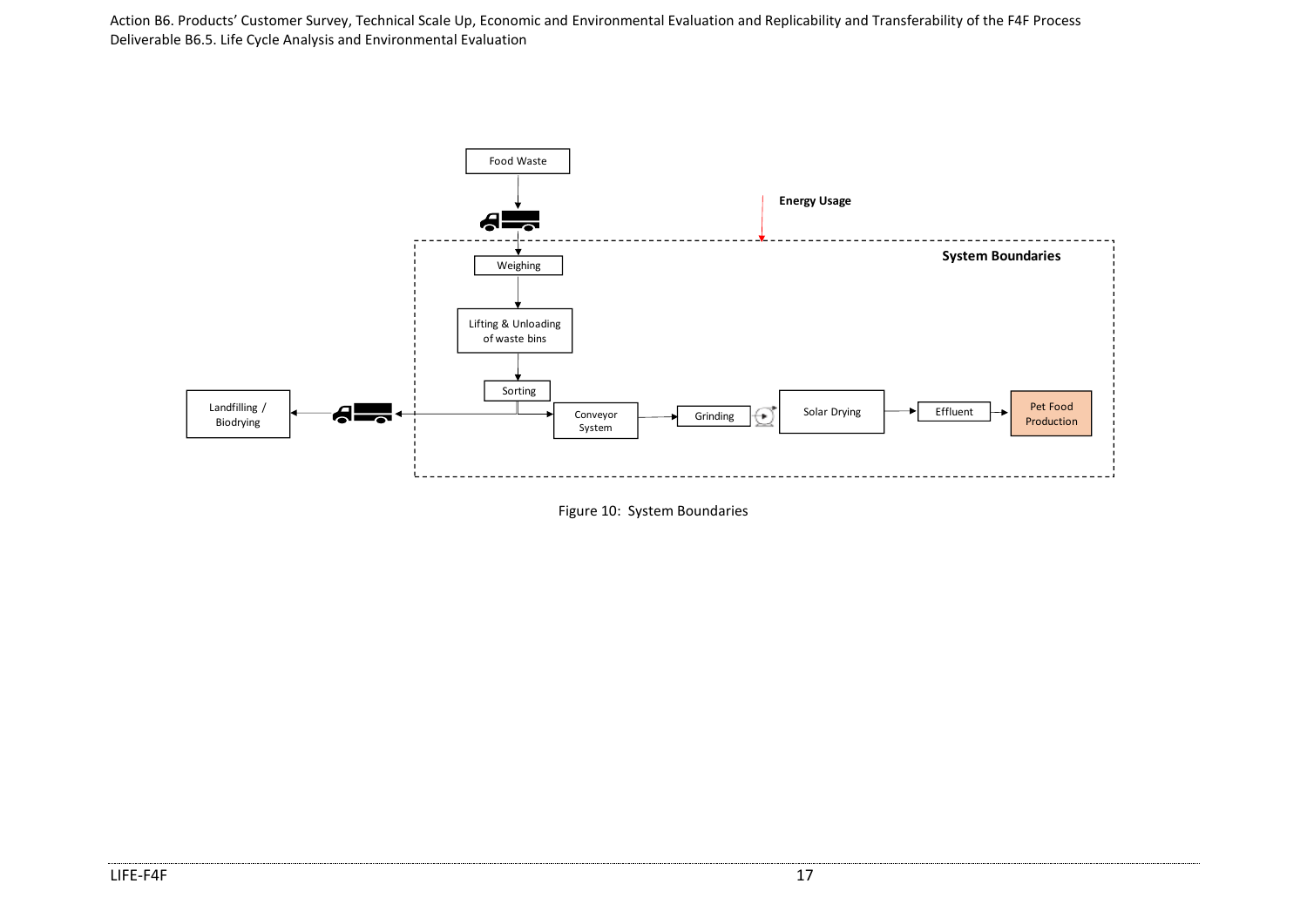Figure 10: System Boundaries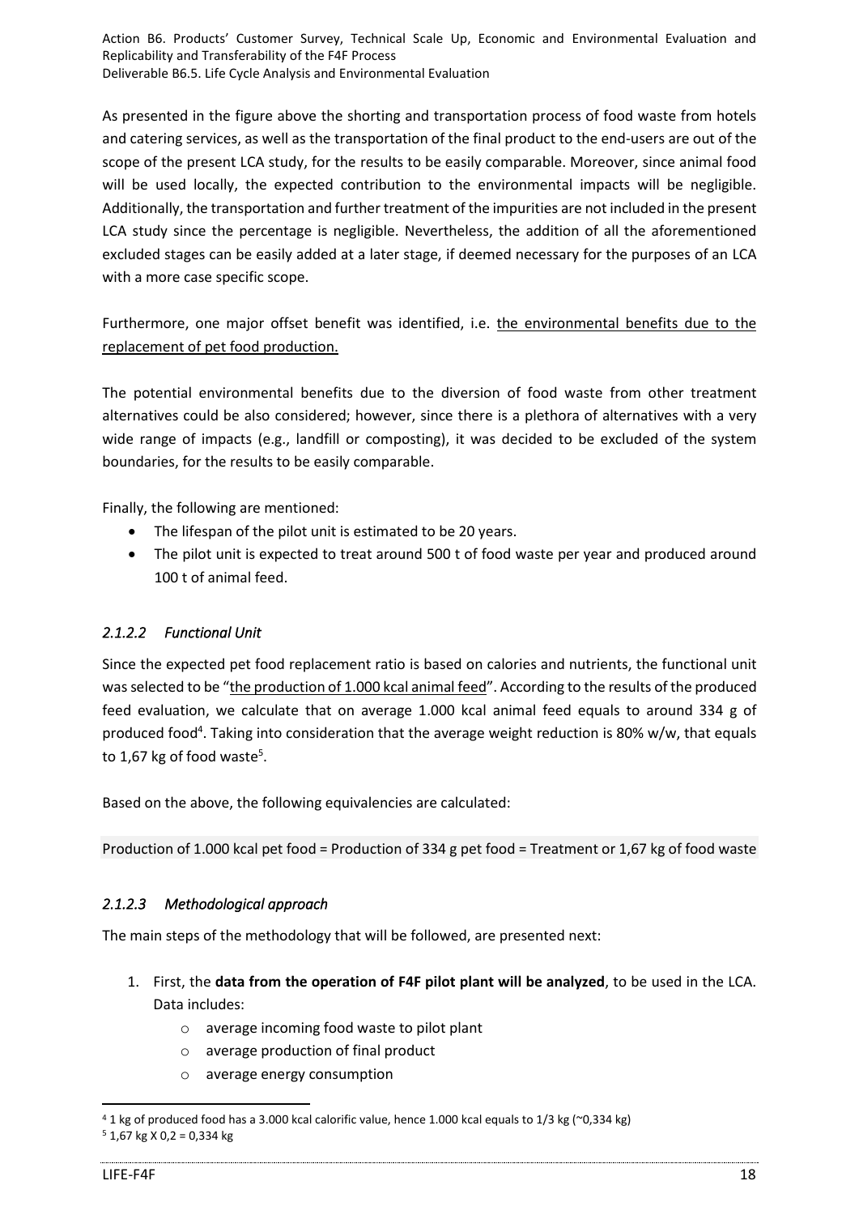As presented in the figure above the shorting and transportation process of food waste from hotels and catering services, as well as the transportation of the final product to the end-users are out of the scope of the present LCA study, for the results to be easily comparable. Moreover, since animal food will be used locally, the expected contribution to the environmental impacts will be negligible. Additionally, the transportation and further treatment of the impurities are not included in the present LCA study since the percentage is negligible. Nevertheless, the addition of all the aforementioned excluded stages can be easily added at a later stage, if deemed necessary for the purposes of an LCA with a more case specific scope.

Furthermore, one major offset benefit was identified, i.e. <u>the environmental benefits due to the replacement of pet food production.</u>

The potential environmental benefits due to the diversion of food waste from other treatment alternatives could be also considered; however, since there is a plethora of alternatives with a very wide range of impacts (e.g., landfill or composting), it was decided to be excluded of the system boundaries, for the results to be easily comparable.

Finally, the following are mentioned:

- The lifespan of the pilot unit is estimated to be 20 years.
- The pilot unit is expected to treat around 500 t of food waste per year and produced around 100 t of animal feed.

#### *2.1.2.2 Functional Unit*

Since the expected pet food replacement ratio is based on calories and nutrients, the functional unit was selected to be "<u>the production of 1.000 kcal animal feed</u>". According to the results of the produced feed evaluation, we calculate that on average 1.000 kcal animal feed equals to around 334 g of produced food[4]. Taking into consideration that the average weight reduction is 80% w/w, that equals to 1,67 kg of food waste[5].

Based on the above, the following equivalencies are calculated:

Production of 1.000 kcal pet food = Production of 334 g pet food = Treatment or 1,67 kg of food waste

#### *2.1.2.3 Methodological approach*

The main steps of the methodology that will be followed, are presented next:

1. First, the **data from the operation of F4F pilot plant will be analyzed**, to be used in the LCA. Data includes:
    - average incoming food waste to pilot plant
    - average production of final product
    - average energy consumption

---

[4] 1 kg of produced food has a 3.000 kcal calorific value, hence 1.000 kcal equals to 1/3 kg (~0,334 kg)

[5] 1,67 kg X 0,2 = 0,334 kg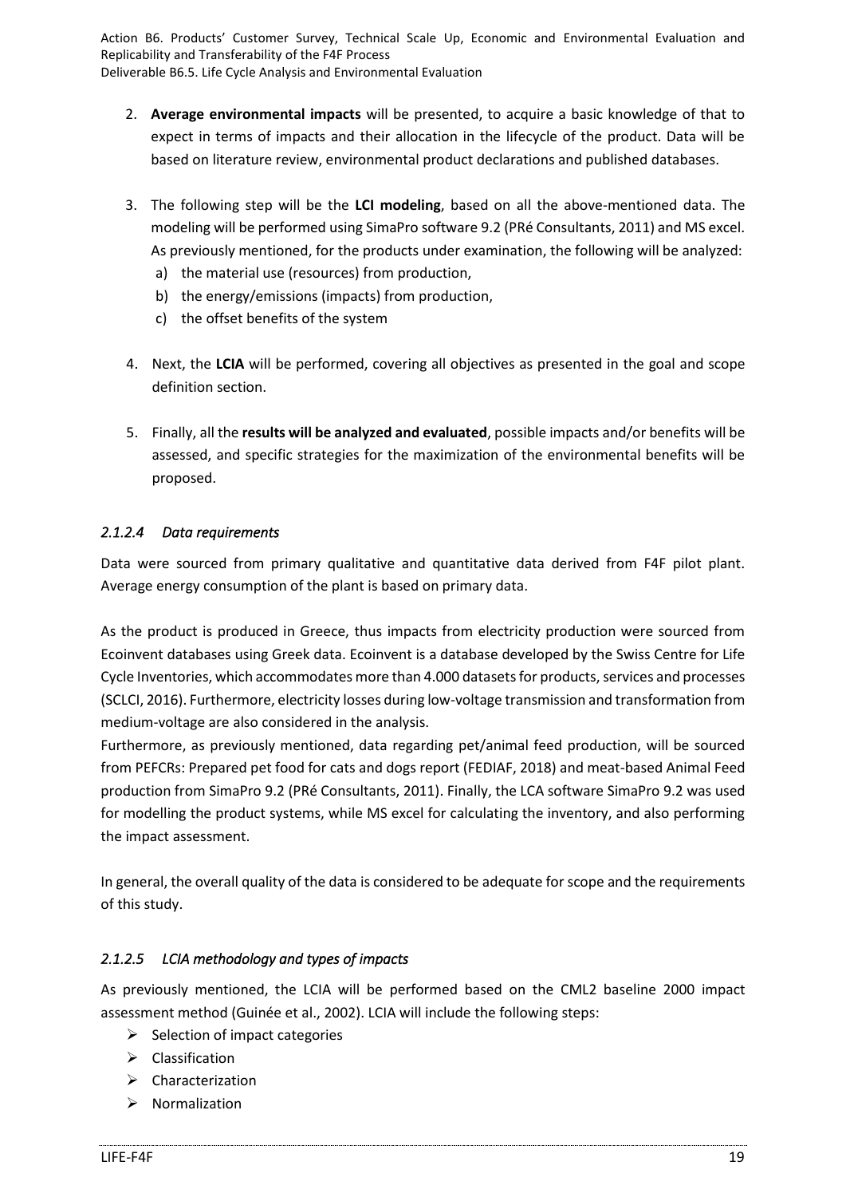2. **Average environmental impacts** will be presented, to acquire a basic knowledge of that to expect in terms of impacts and their allocation in the lifecycle of the product. Data will be based on literature review, environmental product declarations and published databases.

3. The following step will be the **LCI modeling**, based on all the above-mentioned data. The modeling will be performed using SimaPro software 9.2 (PRé Consultants, 2011) and MS excel. As previously mentioned, for the products under examination, the following will be analyzed:
   a) the material use (resources) from production,
   b) the energy/emissions (impacts) from production,
   c) the offset benefits of the system

4. Next, the **LCIA** will be performed, covering all objectives as presented in the goal and scope definition section.

5. Finally, all the **results will be analyzed and evaluated**, possible impacts and/or benefits will be assessed, and specific strategies for the maximization of the environmental benefits will be proposed.

#### *2.1.2.4 Data requirements*

Data were sourced from primary qualitative and quantitative data derived from F4F pilot plant. Average energy consumption of the plant is based on primary data.

As the product is produced in Greece, thus impacts from electricity production were sourced from Ecoinvent databases using Greek data. Ecoinvent is a database developed by the Swiss Centre for Life Cycle Inventories, which accommodates more than 4.000 datasets for products, services and processes (SCLCI, 2016). Furthermore, electricity losses during low-voltage transmission and transformation from medium-voltage are also considered in the analysis.

Furthermore, as previously mentioned, data regarding pet/animal feed production, will be sourced from PEFCRs: Prepared pet food for cats and dogs report (FEDIAF, 2018) and meat-based Animal Feed production from SimaPro 9.2 (PRé Consultants, 2011). Finally, the LCA software SimaPro 9.2 was used for modelling the product systems, while MS excel for calculating the inventory, and also performing the impact assessment.

In general, the overall quality of the data is considered to be adequate for scope and the requirements of this study.

#### *2.1.2.5 LCIA methodology and types of impacts*

As previously mentioned, the LCIA will be performed based on the CML2 baseline 2000 impact assessment method (Guinée et al., 2002). LCIA will include the following steps:

- Selection of impact categories
- Classification
- Characterization
- Normalization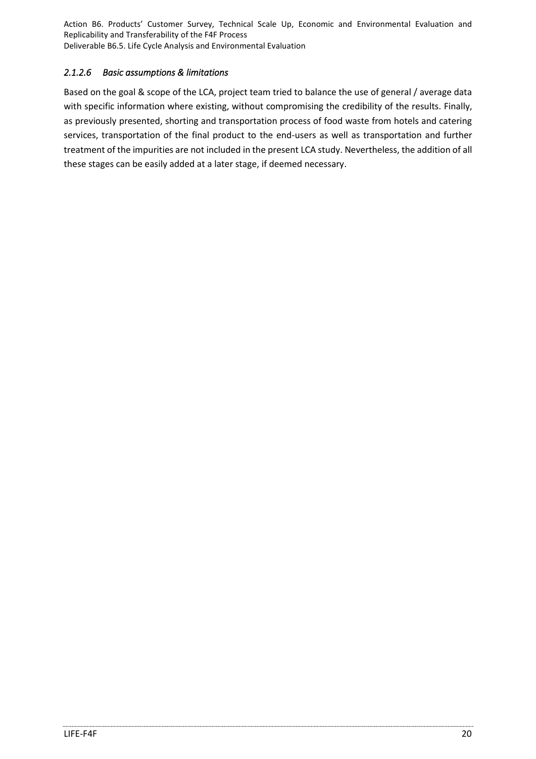#### *2.1.2.6 Basic assumptions & limitations*

Based on the goal & scope of the LCA, project team tried to balance the use of general / average data with specific information where existing, without compromising the credibility of the results. Finally, as previously presented, shorting and transportation process of food waste from hotels and catering services, transportation of the final product to the end-users as well as transportation and further treatment of the impurities are not included in the present LCA study. Nevertheless, the addition of all these stages can be easily added at a later stage, if deemed necessary.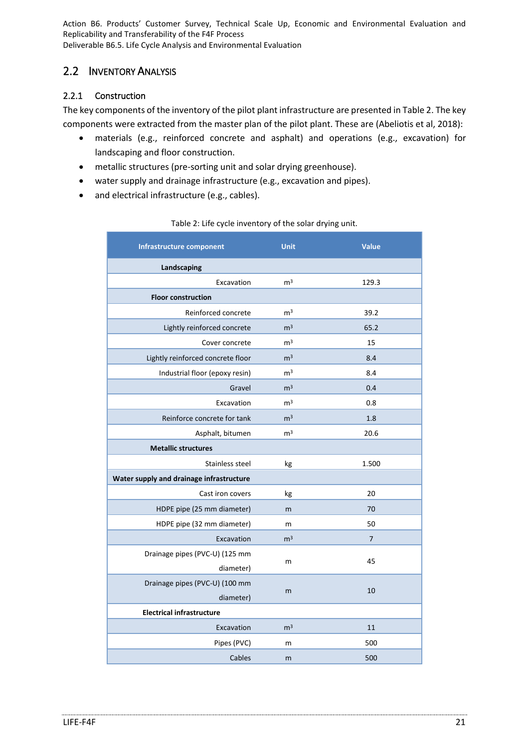## 2.2 Inventory Analysis

### 2.2.1 Construction

The key components of the inventory of the pilot plant infrastructure are presented in Table 2. The key components were extracted from the master plan of the pilot plant. These are (Abeliotis et al, 2018):

- materials (e.g., reinforced concrete and asphalt) and operations (e.g., excavation) for landscaping and floor construction.
- metallic structures (pre-sorting unit and solar drying greenhouse).
- water supply and drainage infrastructure (e.g., excavation and pipes).
- and electrical infrastructure (e.g., cables).

Table 2: Life cycle inventory of the solar drying unit.

| Infrastructure component | Unit | Value |
|---|---|---|
| **Landscaping** | | |
| Excavation | $m^3$ | 129.3 |
| **Floor construction** | | |
| Reinforced concrete | $m^3$ | 39.2 |
| Lightly reinforced concrete | $m^3$ | 65.2 |
| Cover concrete | $m^3$ | 15 |
| Lightly reinforced concrete floor | $m^3$ | 8.4 |
| Industrial floor (epoxy resin) | $m^3$ | 8.4 |
| Gravel | $m^3$ | 0.4 |
| Excavation | $m^3$ | 0.8 |
| Reinforce concrete for tank | $m^3$ | 1.8 |
| Asphalt, bitumen | $m^3$ | 20.6 |
| **Metallic structures** | | |
| Stainless steel | kg | 1.500 |
| **Water supply and drainage infrastructure** | | |
| Cast iron covers | kg | 20 |
| HDPE pipe (25 mm diameter) | m | 70 |
| HDPE pipe (32 mm diameter) | m | 50 |
| Excavation | $m^3$ | 7 |
| Drainage pipes (PVC-U) (125 mm diameter) | m | 45 |
| Drainage pipes (PVC-U) (100 mm diameter) | m | 10 |
| **Electrical infrastructure** | | |
| Excavation | $m^3$ | 11 |
| Pipes (PVC) | m | 500 |
| Cables | m | 500 |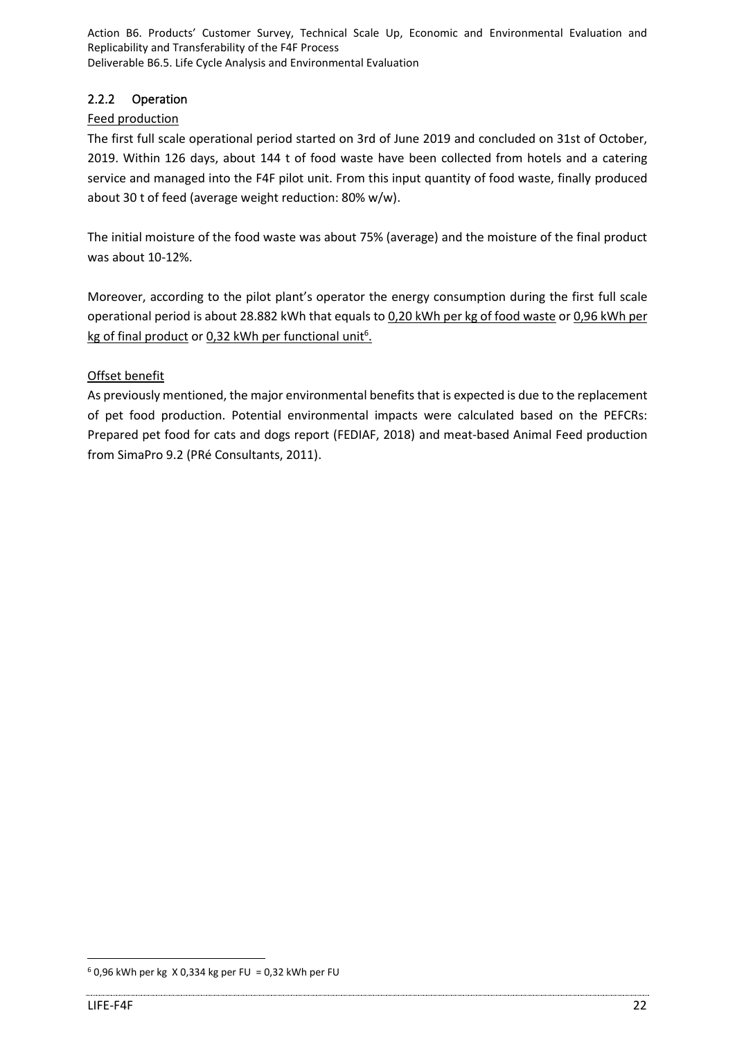### 2.2.2 Operation

Feed production

The first full scale operational period started on 3rd of June 2019 and concluded on 31st of October, 2019. Within 126 days, about 144 t of food waste have been collected from hotels and a catering service and managed into the F4F pilot unit. From this input quantity of food waste, finally produced about 30 t of feed (average weight reduction: 80% w/w).

The initial moisture of the food waste was about 75% (average) and the moisture of the final product was about 10-12%.

Moreover, according to the pilot plant's operator the energy consumption during the first full scale operational period is about 28.882 kWh that equals to 0,20 kWh per kg of food waste or 0,96 kWh per kg of final product or 0,32 kWh per functional unit[6].

Offset benefit

As previously mentioned, the major environmental benefits that is expected is due to the replacement of pet food production. Potential environmental impacts were calculated based on the PEFCRs: Prepared pet food for cats and dogs report (FEDIAF, 2018) and meat-based Animal Feed production from SimaPro 9.2 (PRé Consultants, 2011).

---

[6] 0,96 kWh per kg X 0,334 kg per FU = 0,32 kWh per FU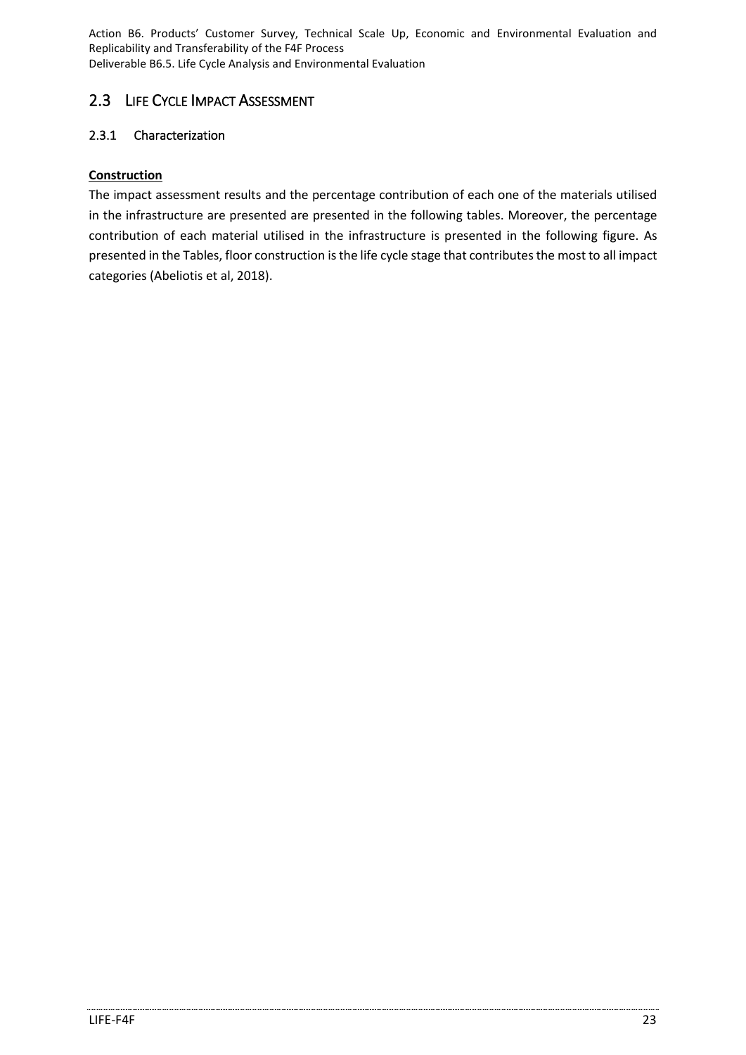## 2.3 LIFE CYCLE IMPACT ASSESSMENT

### 2.3.1 Characterization

**Construction**

The impact assessment results and the percentage contribution of each one of the materials utilised in the infrastructure are presented are presented in the following tables. Moreover, the percentage contribution of each material utilised in the infrastructure is presented in the following figure. As presented in the Tables, floor construction is the life cycle stage that contributes the most to all impact categories (Abeliotis et al, 2018).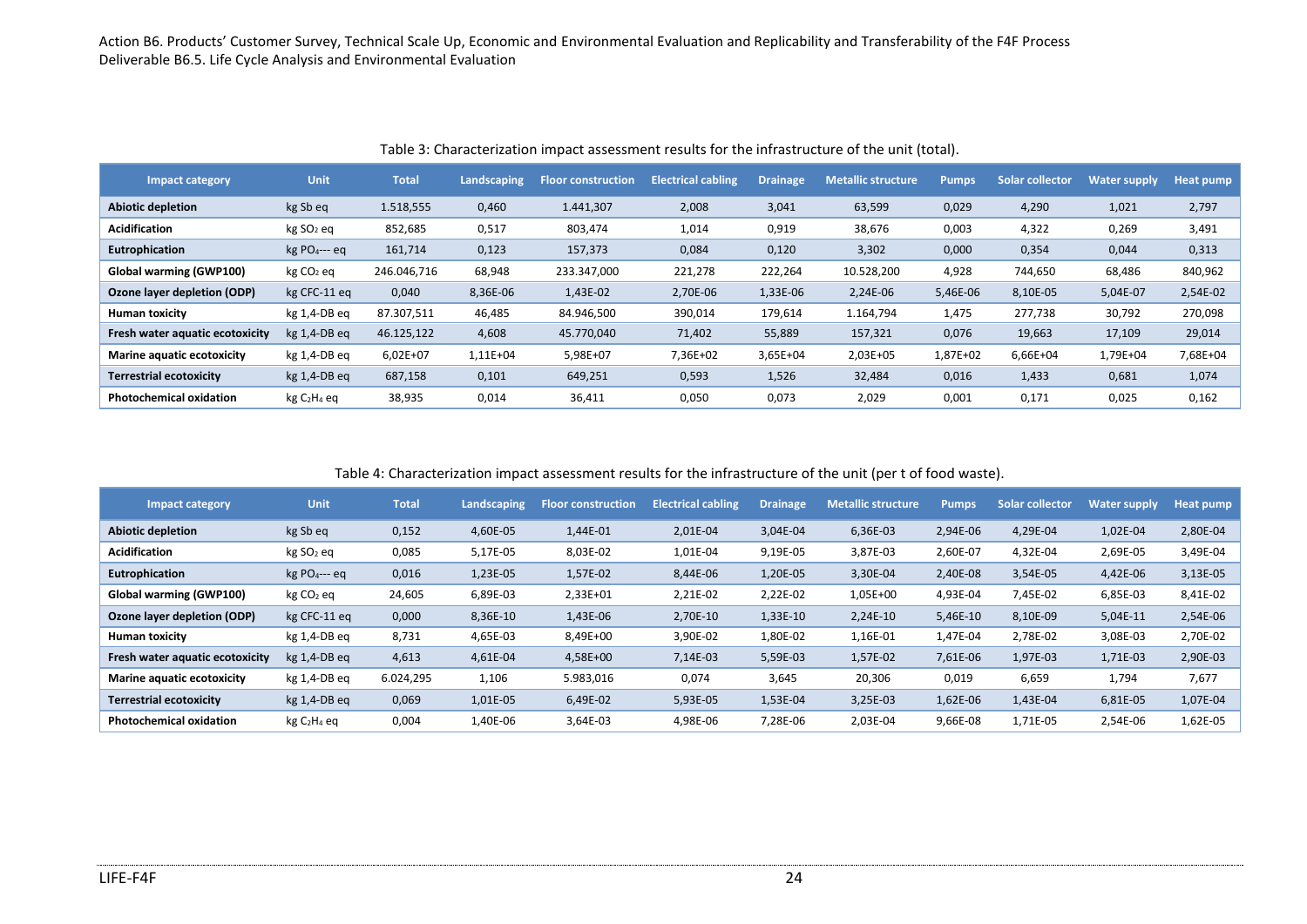Table 3: Characterization impact assessment results for the infrastructure of the unit (total).

| Impact category | Unit | Total | Landscaping | Floor construction | Electrical cabling | Drainage | Metallic structure | Pumps | Solar collector | Water supply | Heat pump |
|---|---|---|---|---|---|---|---|---|---|---|---|
| **Abiotic depletion** | kg Sb eq | 1.518,555 | 0,460 | 1.441,307 | 2,008 | 3,041 | 63,599 | 0,029 | 4,290 | 1,021 | 2,797 |
| **Acidification** | kg $SO_2$ eq | 852,685 | 0,517 | 803,474 | 1,014 | 0,919 | 38,676 | 0,003 | 4,322 | 0,269 | 3,491 |
| **Eutrophication** | kg $PO_4^{---}$ eq | 161,714 | 0,123 | 157,373 | 0,084 | 0,120 | 3,302 | 0,000 | 0,354 | 0,044 | 0,313 |
| **Global warming (GWP100)** | kg $CO_2$ eq | 246.046,716 | 68,948 | 233.347,000 | 221,278 | 222,264 | 10.528,200 | 4,928 | 744,650 | 68,486 | 840,962 |
| **Ozone layer depletion (ODP)** | kg CFC-11 eq | 0,040 | 8,36E-06 | 1,43E-02 | 2,70E-06 | 1,33E-06 | 2,24E-06 | 5,46E-06 | 8,10E-05 | 5,04E-07 | 2,54E-02 |
| **Human toxicity** | kg 1,4-DB eq | 87.307,511 | 46,485 | 84.946,500 | 390,014 | 179,614 | 1.164,794 | 1,475 | 277,738 | 30,792 | 270,098 |
| **Fresh water aquatic ecotoxicity** | kg 1,4-DB eq | 46.125,122 | 4,608 | 45.770,040 | 71,402 | 55,889 | 157,321 | 0,076 | 19,663 | 17,109 | 29,014 |
| **Marine aquatic ecotoxicity** | kg 1,4-DB eq | 6,02E+07 | 1,11E+04 | 5,98E+07 | 7,36E+02 | 3,65E+04 | 2,03E+05 | 1,87E+02 | 6,66E+04 | 1,79E+04 | 7,68E+04 |
| **Terrestrial ecotoxicity** | kg 1,4-DB eq | 687,158 | 0,101 | 649,251 | 0,593 | 1,526 | 32,484 | 0,016 | 1,433 | 0,681 | 1,074 |
| **Photochemical oxidation** | kg $C_2H_4$ eq | 38,935 | 0,014 | 36,411 | 0,050 | 0,073 | 2,029 | 0,001 | 0,171 | 0,025 | 0,162 |

Table 4: Characterization impact assessment results for the infrastructure of the unit (per t of food waste).

| Impact category | Unit | Total | Landscaping | Floor construction | Electrical cabling | Drainage | Metallic structure | Pumps | Solar collector | Water supply | Heat pump |
|---|---|---|---|---|---|---|---|---|---|---|---|
| **Abiotic depletion** | kg Sb eq | 0,152 | 4,60E-05 | 1,44E-01 | 2,01E-04 | 3,04E-04 | 6,36E-03 | 2,94E-06 | 4,29E-04 | 1,02E-04 | 2,80E-04 |
| **Acidification** | kg $SO_2$ eq | 0,085 | 5,17E-05 | 8,03E-02 | 1,01E-04 | 9,19E-05 | 3,87E-03 | 2,60E-07 | 4,32E-04 | 2,69E-05 | 3,49E-04 |
| **Eutrophication** | kg $PO_4^{---}$ eq | 0,016 | 1,23E-05 | 1,57E-02 | 8,44E-06 | 1,20E-05 | 3,30E-04 | 2,40E-08 | 3,54E-05 | 4,42E-06 | 3,13E-05 |
| **Global warming (GWP100)** | kg $CO_2$ eq | 24,605 | 6,89E-03 | 2,33E+01 | 2,21E-02 | 2,22E-02 | 1,05E+00 | 4,93E-04 | 7,45E-02 | 6,85E-03 | 8,41E-02 |
| **Ozone layer depletion (ODP)** | kg CFC-11 eq | 0,000 | 8,36E-10 | 1,43E-06 | 2,70E-10 | 1,33E-10 | 2,24E-10 | 5,46E-10 | 8,10E-09 | 5,04E-11 | 2,54E-06 |
| **Human toxicity** | kg 1,4-DB eq | 8,731 | 4,65E-03 | 8,49E+00 | 3,90E-02 | 1,80E-02 | 1,16E-01 | 1,47E-04 | 2,78E-02 | 3,08E-03 | 2,70E-02 |
| **Fresh water aquatic ecotoxicity** | kg 1,4-DB eq | 4,613 | 4,61E-04 | 4,58E+00 | 7,14E-03 | 5,59E-03 | 1,57E-02 | 7,61E-06 | 1,97E-03 | 1,71E-03 | 2,90E-03 |
| **Marine aquatic ecotoxicity** | kg 1,4-DB eq | 6.024,295 | 1,106 | 5.983,016 | 0,074 | 3,645 | 20,306 | 0,019 | 6,659 | 1,794 | 7,677 |
| **Terrestrial ecotoxicity** | kg 1,4-DB eq | 0,069 | 1,01E-05 | 6,49E-02 | 5,93E-05 | 1,53E-04 | 3,25E-03 | 1,62E-06 | 1,43E-04 | 6,81E-05 | 1,07E-04 |
| **Photochemical oxidation** | kg $C_2H_4$ eq | 0,004 | 1,40E-06 | 3,64E-03 | 4,98E-06 | 7,28E-06 | 2,03E-04 | 9,66E-08 | 1,71E-05 | 2,54E-06 | 1,62E-05 |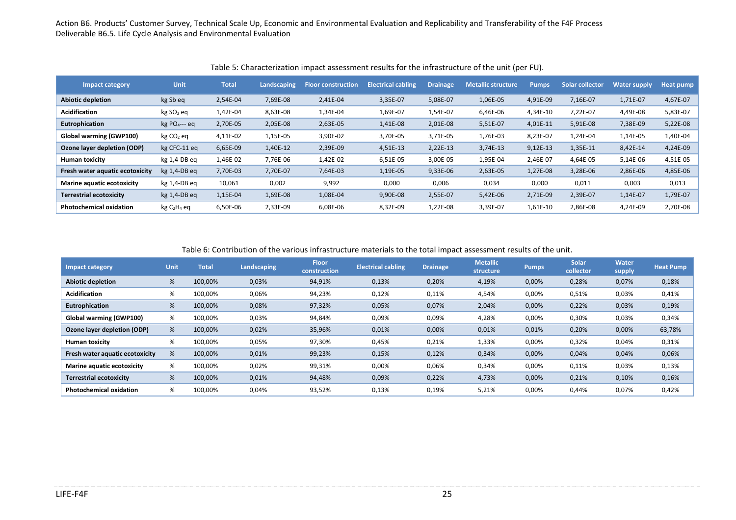Table 5: Characterization impact assessment results for the infrastructure of the unit (per FU).

| Impact category | Unit | Total | Landscaping | Floor construction | Electrical cabling | Drainage | Metallic structure | Pumps | Solar collector | Water supply | Heat pump |
|---|---|---|---|---|---|---|---|---|---|---|---|
| **Abiotic depletion** | kg Sb eq | 2,54E-04 | 7,69E-08 | 2,41E-04 | 3,35E-07 | 5,08E-07 | 1,06E-05 | 4,91E-09 | 7,16E-07 | 1,71E-07 | 4,67E-07 |
| **Acidification** | kg $SO_2$ eq | 1,42E-04 | 8,63E-08 | 1,34E-04 | 1,69E-07 | 1,54E-07 | 6,46E-06 | 4,34E-10 | 7,22E-07 | 4,49E-08 | 5,83E-07 |
| **Eutrophication** | kg $PO_4$--- eq | 2,70E-05 | 2,05E-08 | 2,63E-05 | 1,41E-08 | 2,01E-08 | 5,51E-07 | 4,01E-11 | 5,91E-08 | 7,38E-09 | 5,22E-08 |
| **Global warming (GWP100)** | kg $CO_2$ eq | 4,11E-02 | 1,15E-05 | 3,90E-02 | 3,70E-05 | 3,71E-05 | 1,76E-03 | 8,23E-07 | 1,24E-04 | 1,14E-05 | 1,40E-04 |
| **Ozone layer depletion (ODP)** | kg CFC-11 eq | 6,65E-09 | 1,40E-12 | 2,39E-09 | 4,51E-13 | 2,22E-13 | 3,74E-13 | 9,12E-13 | 1,35E-11 | 8,42E-14 | 4,24E-09 |
| **Human toxicity** | kg 1,4-DB eq | 1,46E-02 | 7,76E-06 | 1,42E-02 | 6,51E-05 | 3,00E-05 | 1,95E-04 | 2,46E-07 | 4,64E-05 | 5,14E-06 | 4,51E-05 |
| **Fresh water aquatic ecotoxicity** | kg 1,4-DB eq | 7,70E-03 | 7,70E-07 | 7,64E-03 | 1,19E-05 | 9,33E-06 | 2,63E-05 | 1,27E-08 | 3,28E-06 | 2,86E-06 | 4,85E-06 |
| **Marine aquatic ecotoxicity** | kg 1,4-DB eq | 10,061 | 0,002 | 9,992 | 0,000 | 0,006 | 0,034 | 0,000 | 0,011 | 0,003 | 0,013 |
| **Terrestrial ecotoxicity** | kg 1,4-DB eq | 1,15E-04 | 1,69E-08 | 1,08E-04 | 9,90E-08 | 2,55E-07 | 5,42E-06 | 2,71E-09 | 2,39E-07 | 1,14E-07 | 1,79E-07 |
| **Photochemical oxidation** | kg $C_2H_4$ eq | 6,50E-06 | 2,33E-09 | 6,08E-06 | 8,32E-09 | 1,22E-08 | 3,39E-07 | 1,61E-10 | 2,86E-08 | 4,24E-09 | 2,70E-08 |

Table 6: Contribution of the various infrastructure materials to the total impact assessment results of the unit.

| Impact category | Unit | Total | Landscaping | Floor construction | Electrical cabling | Drainage | Metallic structure | Pumps | Solar collector | Water supply | Heat Pump |
|---|---|---|---|---|---|---|---|---|---|---|---|
| **Abiotic depletion** | % | 100,00% | 0,03% | 94,91% | 0,13% | 0,20% | 4,19% | 0,00% | 0,28% | 0,07% | 0,18% |
| **Acidification** | % | 100,00% | 0,06% | 94,23% | 0,12% | 0,11% | 4,54% | 0,00% | 0,51% | 0,03% | 0,41% |
| **Eutrophication** | % | 100,00% | 0,08% | 97,32% | 0,05% | 0,07% | 2,04% | 0,00% | 0,22% | 0,03% | 0,19% |
| **Global warming (GWP100)** | % | 100,00% | 0,03% | 94,84% | 0,09% | 0,09% | 4,28% | 0,00% | 0,30% | 0,03% | 0,34% |
| **Ozone layer depletion (ODP)** | % | 100,00% | 0,02% | 35,96% | 0,01% | 0,00% | 0,01% | 0,01% | 0,20% | 0,00% | 63,78% |
| **Human toxicity** | % | 100,00% | 0,05% | 97,30% | 0,45% | 0,21% | 1,33% | 0,00% | 0,32% | 0,04% | 0,31% |
| **Fresh water aquatic ecotoxicity** | % | 100,00% | 0,01% | 99,23% | 0,15% | 0,12% | 0,34% | 0,00% | 0,04% | 0,04% | 0,06% |
| **Marine aquatic ecotoxicity** | % | 100,00% | 0,02% | 99,31% | 0,00% | 0,06% | 0,34% | 0,00% | 0,11% | 0,03% | 0,13% |
| **Terrestrial ecotoxicity** | % | 100,00% | 0,01% | 94,48% | 0,09% | 0,22% | 4,73% | 0,00% | 0,21% | 0,10% | 0,16% |
| **Photochemical oxidation** | % | 100,00% | 0,04% | 93,52% | 0,13% | 0,19% | 5,21% | 0,00% | 0,44% | 0,07% | 0,42% |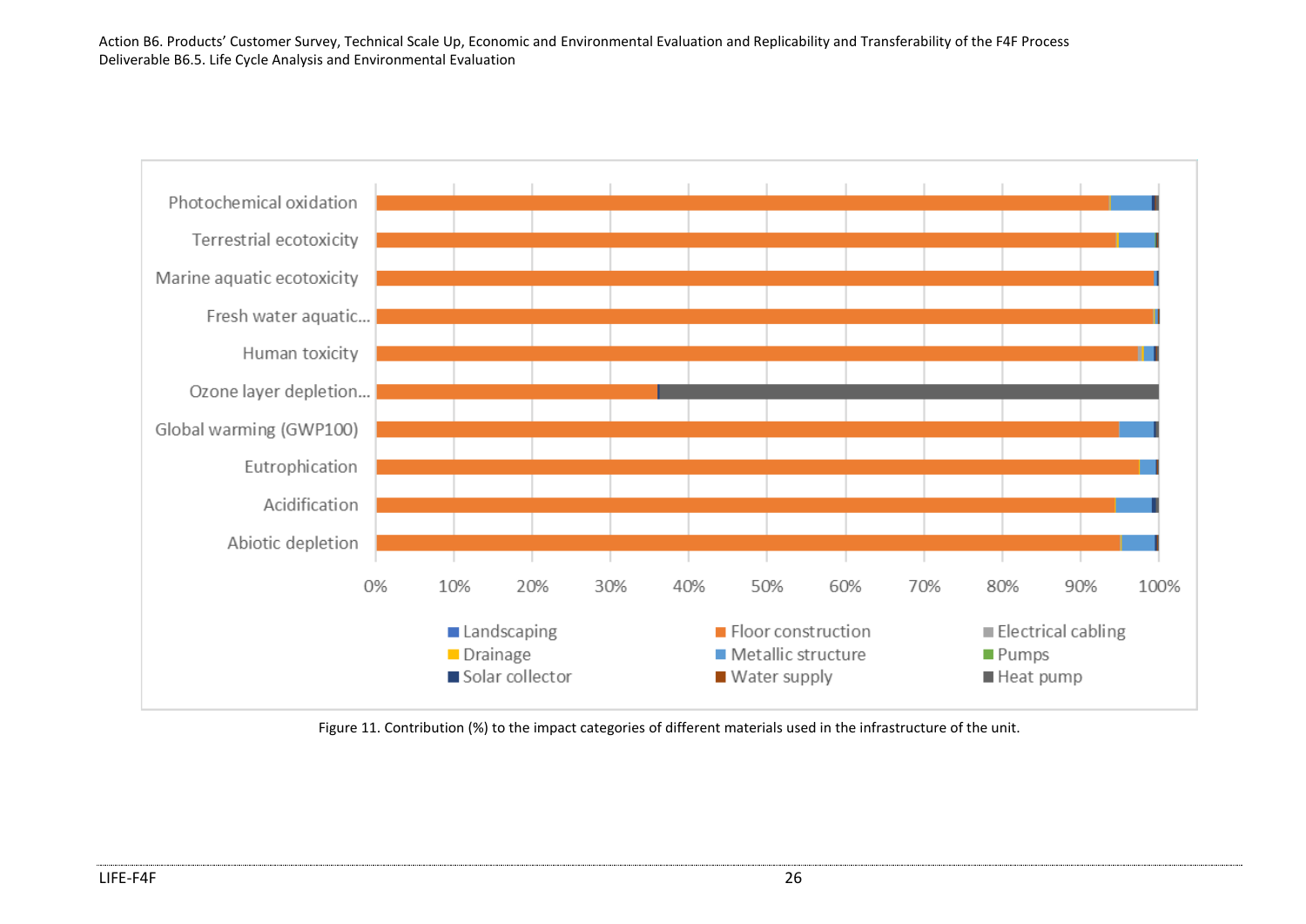Figure 11. Contribution (%) to the impact categories of different materials used in the infrastructure of the unit.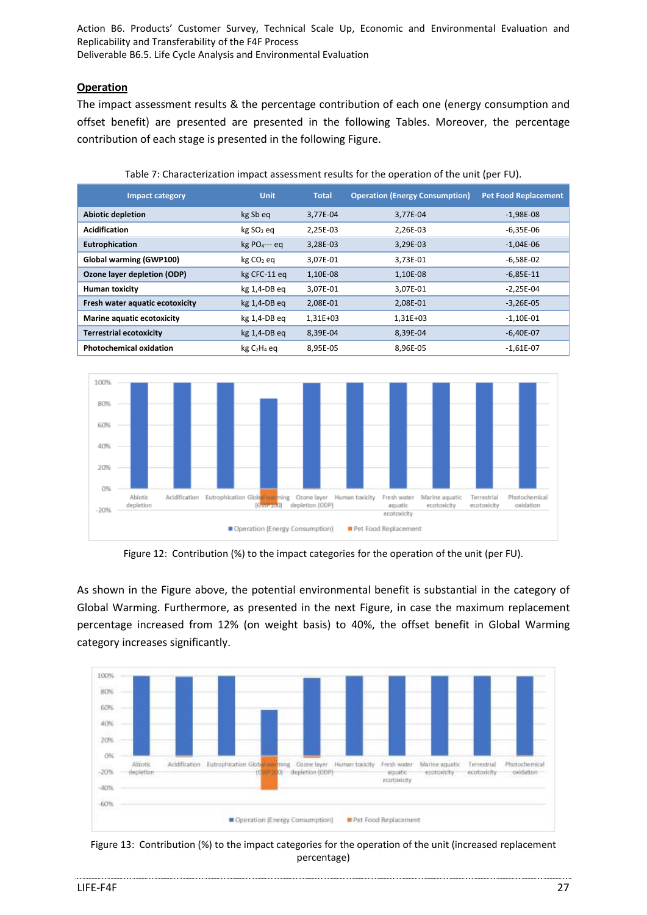## Operation

The impact assessment results & the percentage contribution of each one (energy consumption and offset benefit) are presented are presented in the following Tables. Moreover, the percentage contribution of each stage is presented in the following Figure.

Table 7: Characterization impact assessment results for the operation of the unit (per FU).

| Impact category | Unit | Total | Operation (Energy Consumption) | Pet Food Replacement |
|---|---|---|---|---|
| **Abiotic depletion** | kg Sb eq | 3,77E-04 | 3,77E-04 | -1,98E-08 |
| **Acidification** | kg $SO_2$ eq | 2,25E-03 | 2,26E-03 | -6,35E-06 |
| **Eutrophication** | kg $PO_4$--- eq | 3,28E-03 | 3,29E-03 | -1,04E-06 |
| **Global warming (GWP100)** | kg $CO_2$ eq | 3,07E-01 | 3,73E-01 | -6,58E-02 |
| **Ozone layer depletion (ODP)** | kg CFC-11 eq | 1,10E-08 | 1,10E-08 | -6,85E-11 |
| **Human toxicity** | kg 1,4-DB eq | 3,07E-01 | 3,07E-01 | -2,25E-04 |
| **Fresh water aquatic ecotoxicity** | kg 1,4-DB eq | 2,08E-01 | 2,08E-01 | -3,26E-05 |
| **Marine aquatic ecotoxicity** | kg 1,4-DB eq | 1,31E+03 | 1,31E+03 | -1,10E-01 |
| **Terrestrial ecotoxicity** | kg 1,4-DB eq | 8,39E-04 | 8,39E-04 | -6,40E-07 |
| **Photochemical oxidation** | kg $C_2H_4$ eq | 8,95E-05 | 8,96E-05 | -1,61E-07 |

Figure 12: Contribution (%) to the impact categories for the operation of the unit (per FU).

As shown in the Figure above, the potential environmental benefit is substantial in the category of Global Warming. Furthermore, as presented in the next Figure, in case the maximum replacement percentage increased from 12% (on weight basis) to 40%, the offset benefit in Global Warming category increases significantly.

Figure 13: Contribution (%) to the impact categories for the operation of the unit (increased replacement percentage)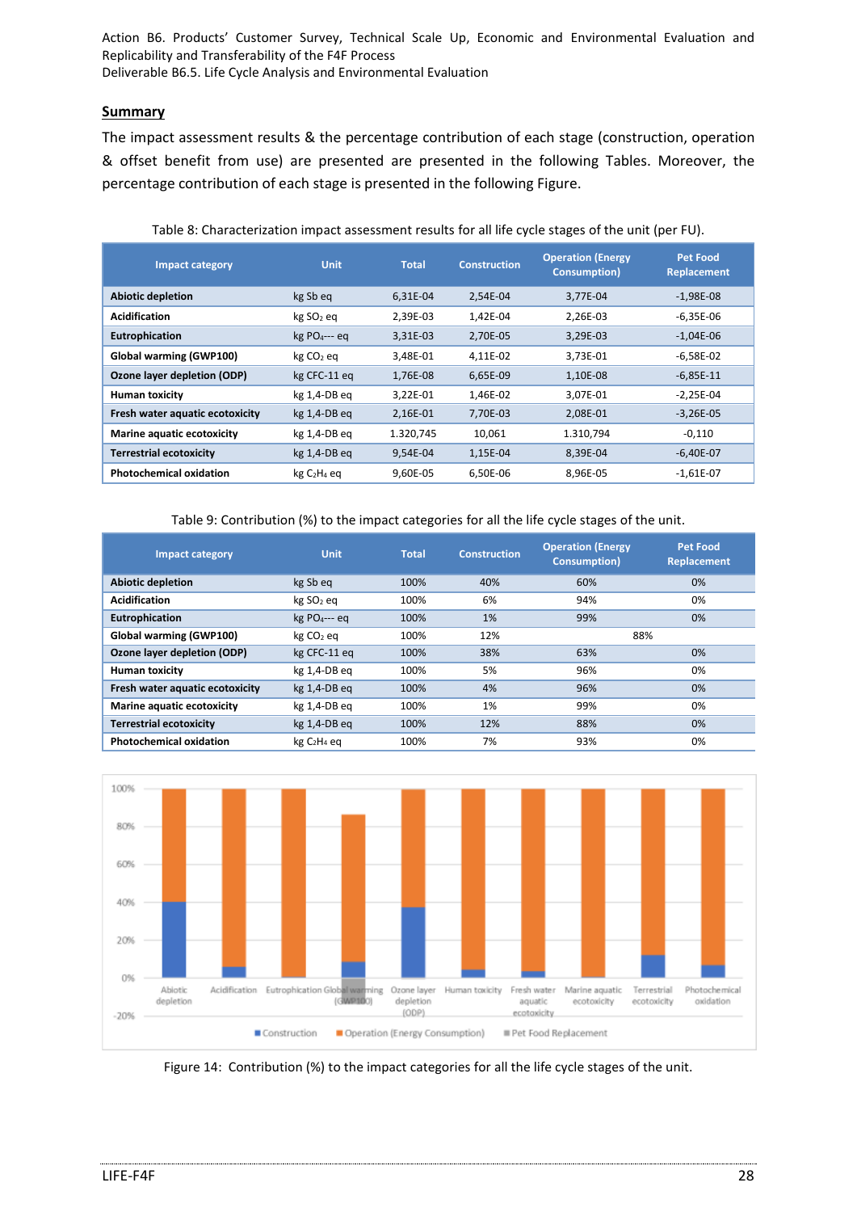## Summary

The impact assessment results & the percentage contribution of each stage (construction, operation & offset benefit from use) are presented are presented in the following Tables. Moreover, the percentage contribution of each stage is presented in the following Figure.

Table 8: Characterization impact assessment results for all life cycle stages of the unit (per FU).

| Impact category | Unit | Total | Construction | Operation (Energy Consumption) | Pet Food Replacement |
|---|---|---|---|---|---|
| **Abiotic depletion** | kg Sb eq | 6,31E-04 | 2,54E-04 | 3,77E-04 | -1,98E-08 |
| **Acidification** | kg $SO_2$ eq | 2,39E-03 | 1,42E-04 | 2,26E-03 | -6,35E-06 |
| **Eutrophication** | kg $PO_4$--- eq | 3,31E-03 | 2,70E-05 | 3,29E-03 | -1,04E-06 |
| **Global warming (GWP100)** | kg $CO_2$ eq | 3,48E-01 | 4,11E-02 | 3,73E-01 | -6,58E-02 |
| **Ozone layer depletion (ODP)** | kg CFC-11 eq | 1,76E-08 | 6,65E-09 | 1,10E-08 | -6,85E-11 |
| **Human toxicity** | kg 1,4-DB eq | 3,22E-01 | 1,46E-02 | 3,07E-01 | -2,25E-04 |
| **Fresh water aquatic ecotoxicity** | kg 1,4-DB eq | 2,16E-01 | 7,70E-03 | 2,08E-01 | -3,26E-05 |
| **Marine aquatic ecotoxicity** | kg 1,4-DB eq | 1.320,745 | 10,061 | 1.310,794 | -0,110 |
| **Terrestrial ecotoxicity** | kg 1,4-DB eq | 9,54E-04 | 1,15E-04 | 8,39E-04 | -6,40E-07 |
| **Photochemical oxidation** | kg $C_2H_4$ eq | 9,60E-05 | 6,50E-06 | 8,96E-05 | -1,61E-07 |

Table 9: Contribution (%) to the impact categories for all the life cycle stages of the unit.

| Impact category | Unit | Total | Construction | Operation (Energy Consumption) | Pet Food Replacement |
|---|---|---|---|---|---|
| **Abiotic depletion** | kg Sb eq | 100% | 40% | 60% | 0% |
| **Acidification** | kg $SO_2$ eq | 100% | 6% | 94% | 0% |
| **Eutrophication** | kg $PO_4$--- eq | 100% | 1% | 99% | 0% |
| **Global warming (GWP100)** | kg $CO_2$ eq | 100% | 12% | 88% | |
| **Ozone layer depletion (ODP)** | kg CFC-11 eq | 100% | 38% | 63% | 0% |
| **Human toxicity** | kg 1,4-DB eq | 100% | 5% | 96% | 0% |
| **Fresh water aquatic ecotoxicity** | kg 1,4-DB eq | 100% | 4% | 96% | 0% |
| **Marine aquatic ecotoxicity** | kg 1,4-DB eq | 100% | 1% | 99% | 0% |
| **Terrestrial ecotoxicity** | kg 1,4-DB eq | 100% | 12% | 88% | 0% |
| **Photochemical oxidation** | kg $C_2H_4$ eq | 100% | 7% | 93% | 0% |

Figure 14: Contribution (%) to the impact categories for all the life cycle stages of the unit.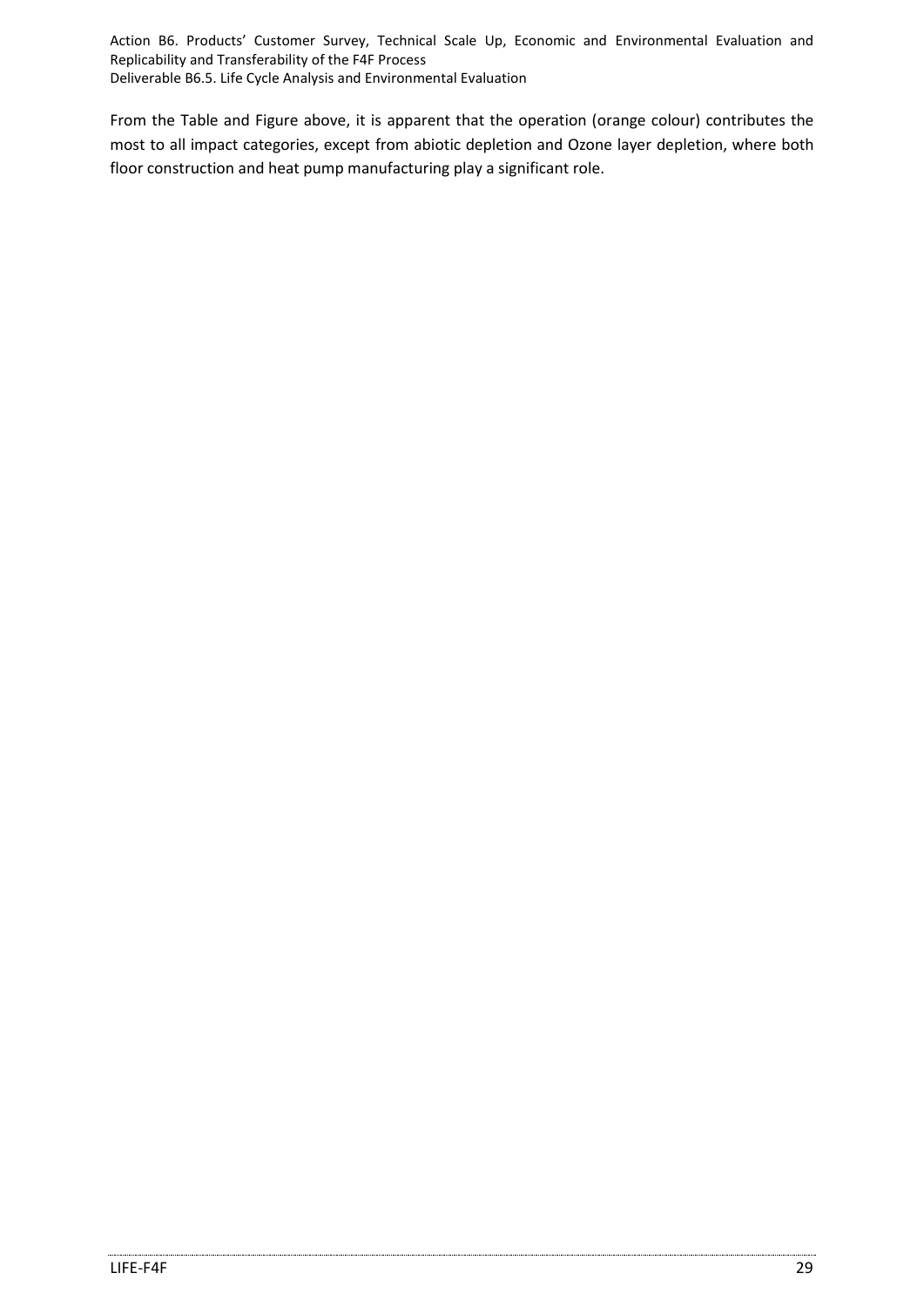From the Table and Figure above, it is apparent that the operation (orange colour) contributes the most to all impact categories, except from abiotic depletion and Ozone layer depletion, where both floor construction and heat pump manufacturing play a significant role.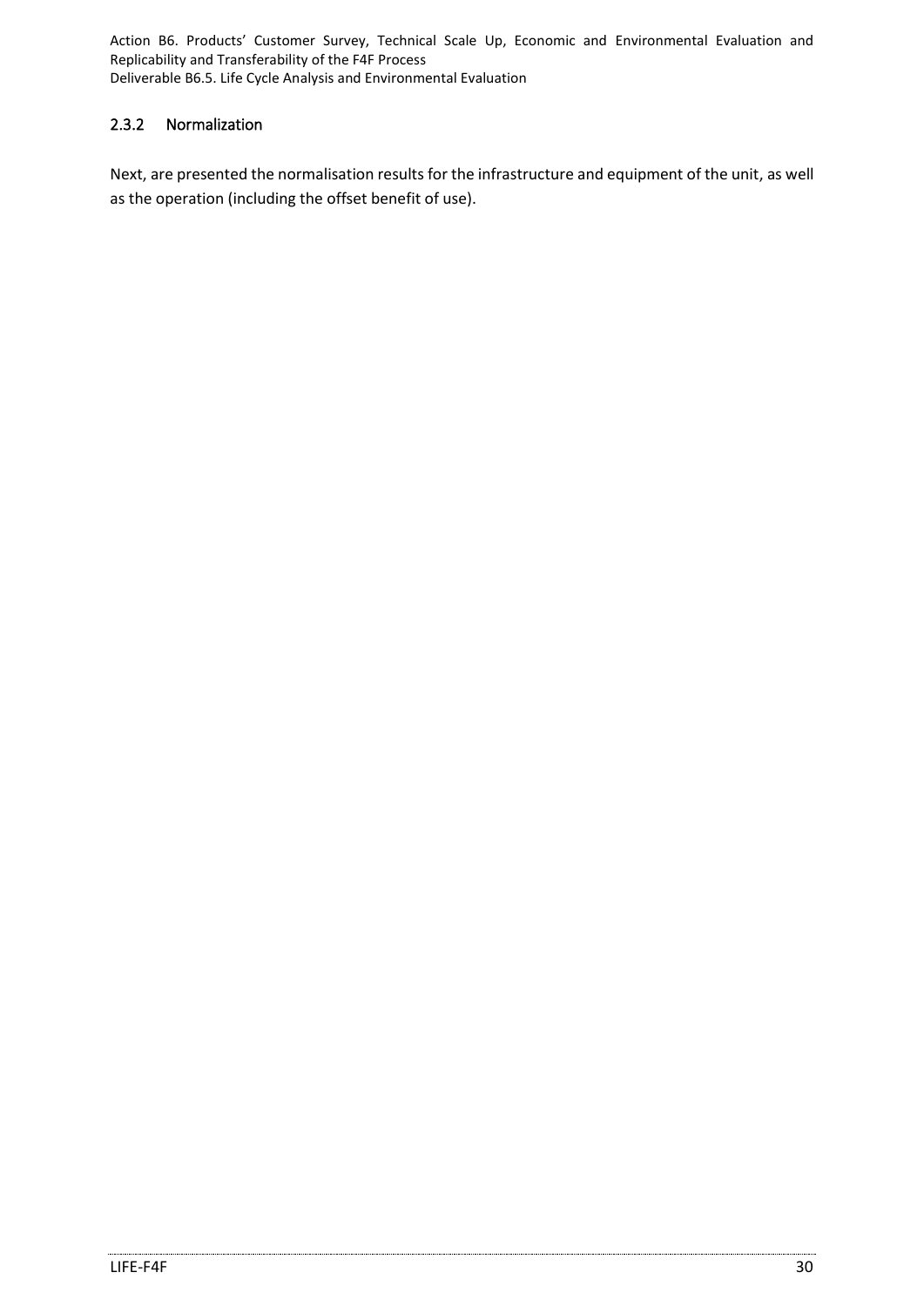### 2.3.2 Normalization

Next, are presented the normalisation results for the infrastructure and equipment of the unit, as well as the operation (including the offset benefit of use).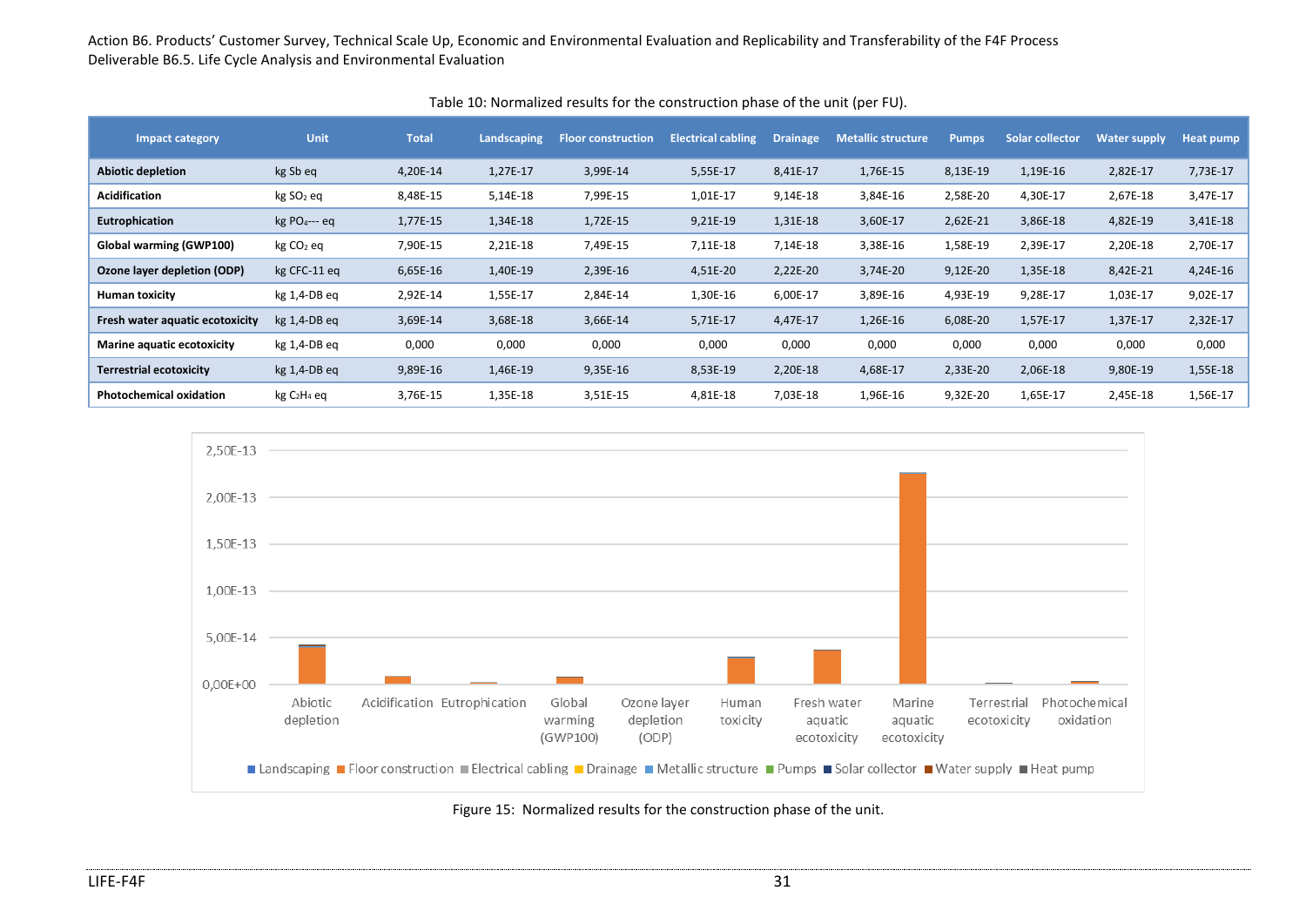Table 10: Normalized results for the construction phase of the unit (per FU).

| Impact category | Unit | Total | Landscaping | Floor construction | Electrical cabling | Drainage | Metallic structure | Pumps | Solar collector | Water supply | Heat pump |
|---|---|---|---|---|---|---|---|---|---|---|---|
| **Abiotic depletion** | kg Sb eq | 4,20E-14 | 1,27E-17 | 3,99E-14 | 5,55E-17 | 8,41E-17 | 1,76E-15 | 8,13E-19 | 1,19E-16 | 2,82E-17 | 7,73E-17 |
| **Acidification** | kg $SO_2$ eq | 8,48E-15 | 5,14E-18 | 7,99E-15 | 1,01E-17 | 9,14E-18 | 3,84E-16 | 2,58E-20 | 4,30E-17 | 2,67E-18 | 3,47E-17 |
| **Eutrophication** | kg $PO_4$--- eq | 1,77E-15 | 1,34E-18 | 1,72E-15 | 9,21E-19 | 1,31E-18 | 3,60E-17 | 2,62E-21 | 3,86E-18 | 4,82E-19 | 3,41E-18 |
| **Global warming (GWP100)** | kg $CO_2$ eq | 7,90E-15 | 2,21E-18 | 7,49E-15 | 7,11E-18 | 7,14E-18 | 3,38E-16 | 1,58E-19 | 2,39E-17 | 2,20E-18 | 2,70E-17 |
| **Ozone layer depletion (ODP)** | kg CFC-11 eq | 6,65E-16 | 1,40E-19 | 2,39E-16 | 4,51E-20 | 2,22E-20 | 3,74E-20 | 9,12E-20 | 1,35E-18 | 8,42E-21 | 4,24E-16 |
| **Human toxicity** | kg 1,4-DB eq | 2,92E-14 | 1,55E-17 | 2,84E-14 | 1,30E-16 | 6,00E-17 | 3,89E-16 | 4,93E-19 | 9,28E-17 | 1,03E-17 | 9,02E-17 |
| **Fresh water aquatic ecotoxicity** | kg 1,4-DB eq | 3,69E-14 | 3,68E-18 | 3,66E-14 | 5,71E-17 | 4,47E-17 | 1,26E-16 | 6,08E-20 | 1,57E-17 | 1,37E-17 | 2,32E-17 |
| **Marine aquatic ecotoxicity** | kg 1,4-DB eq | 0,000 | 0,000 | 0,000 | 0,000 | 0,000 | 0,000 | 0,000 | 0,000 | 0,000 | 0,000 |
| **Terrestrial ecotoxicity** | kg 1,4-DB eq | 9,89E-16 | 1,46E-19 | 9,35E-16 | 8,53E-19 | 2,20E-18 | 4,68E-17 | 2,33E-20 | 2,06E-18 | 9,80E-19 | 1,55E-18 |
| **Photochemical oxidation** | kg $C_2H_4$ eq | 3,76E-15 | 1,35E-18 | 3,51E-15 | 4,81E-18 | 7,03E-18 | 1,96E-16 | 9,32E-20 | 1,65E-17 | 2,45E-18 | 1,56E-17 |

Figure 15: Normalized results for the construction phase of the unit.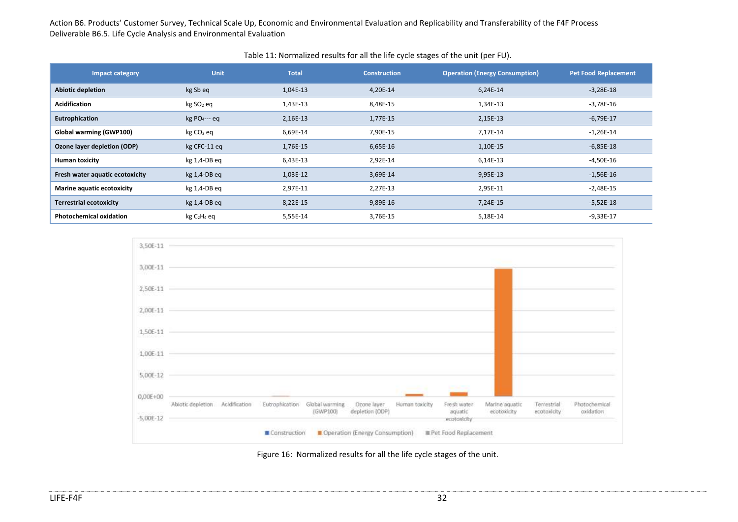Table 11: Normalized results for all the life cycle stages of the unit (per FU).

| Impact category | Unit | Total | Construction | Operation (Energy Consumption) | Pet Food Replacement |
|---|---|---|---|---|---|
| **Abiotic depletion** | kg Sb eq | 1,04E-13 | 4,20E-14 | 6,24E-14 | -3,28E-18 |
| **Acidification** | kg $SO_2$ eq | 1,43E-13 | 8,48E-15 | 1,34E-13 | -3,78E-16 |
| **Eutrophication** | kg $PO_4$--- eq | 2,16E-13 | 1,77E-15 | 2,15E-13 | -6,79E-17 |
| **Global warming (GWP100)** | kg $CO_2$ eq | 6,69E-14 | 7,90E-15 | 7,17E-14 | -1,26E-14 |
| **Ozone layer depletion (ODP)** | kg CFC-11 eq | 1,76E-15 | 6,65E-16 | 1,10E-15 | -6,85E-18 |
| **Human toxicity** | kg 1,4-DB eq | 6,43E-13 | 2,92E-14 | 6,14E-13 | -4,50E-16 |
| **Fresh water aquatic ecotoxicity** | kg 1,4-DB eq | 1,03E-12 | 3,69E-14 | 9,95E-13 | -1,56E-16 |
| **Marine aquatic ecotoxicity** | kg 1,4-DB eq | 2,97E-11 | 2,27E-13 | 2,95E-11 | -2,48E-15 |
| **Terrestrial ecotoxicity** | kg 1,4-DB eq | 8,22E-15 | 9,89E-16 | 7,24E-15 | -5,52E-18 |
| **Photochemical oxidation** | kg $C_2H_4$ eq | 5,55E-14 | 3,76E-15 | 5,18E-14 | -9,33E-17 |

Figure 16: Normalized results for all the life cycle stages of the unit.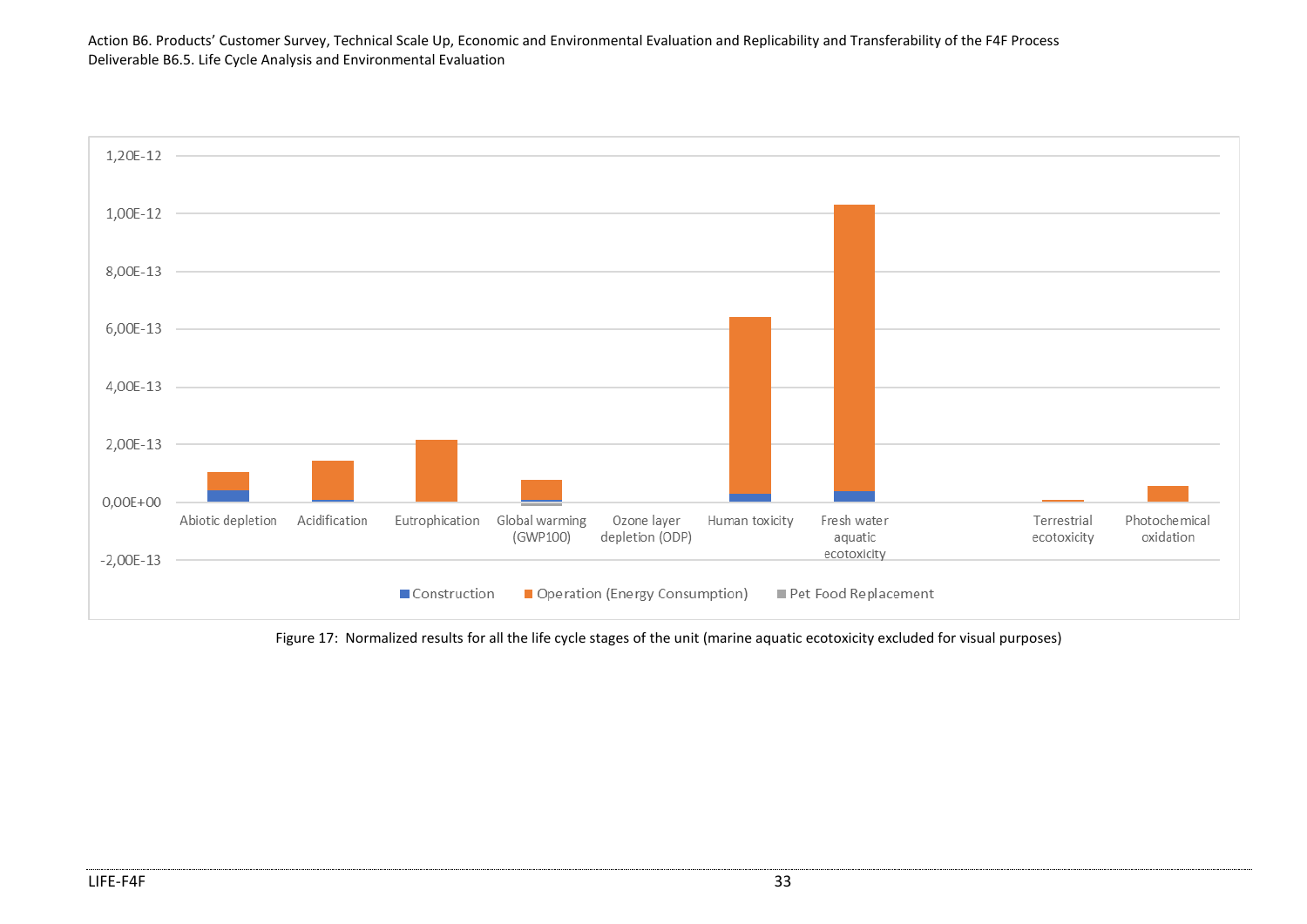Figure 17: Normalized results for all the life cycle stages of the unit (marine aquatic ecotoxicity excluded for visual purposes)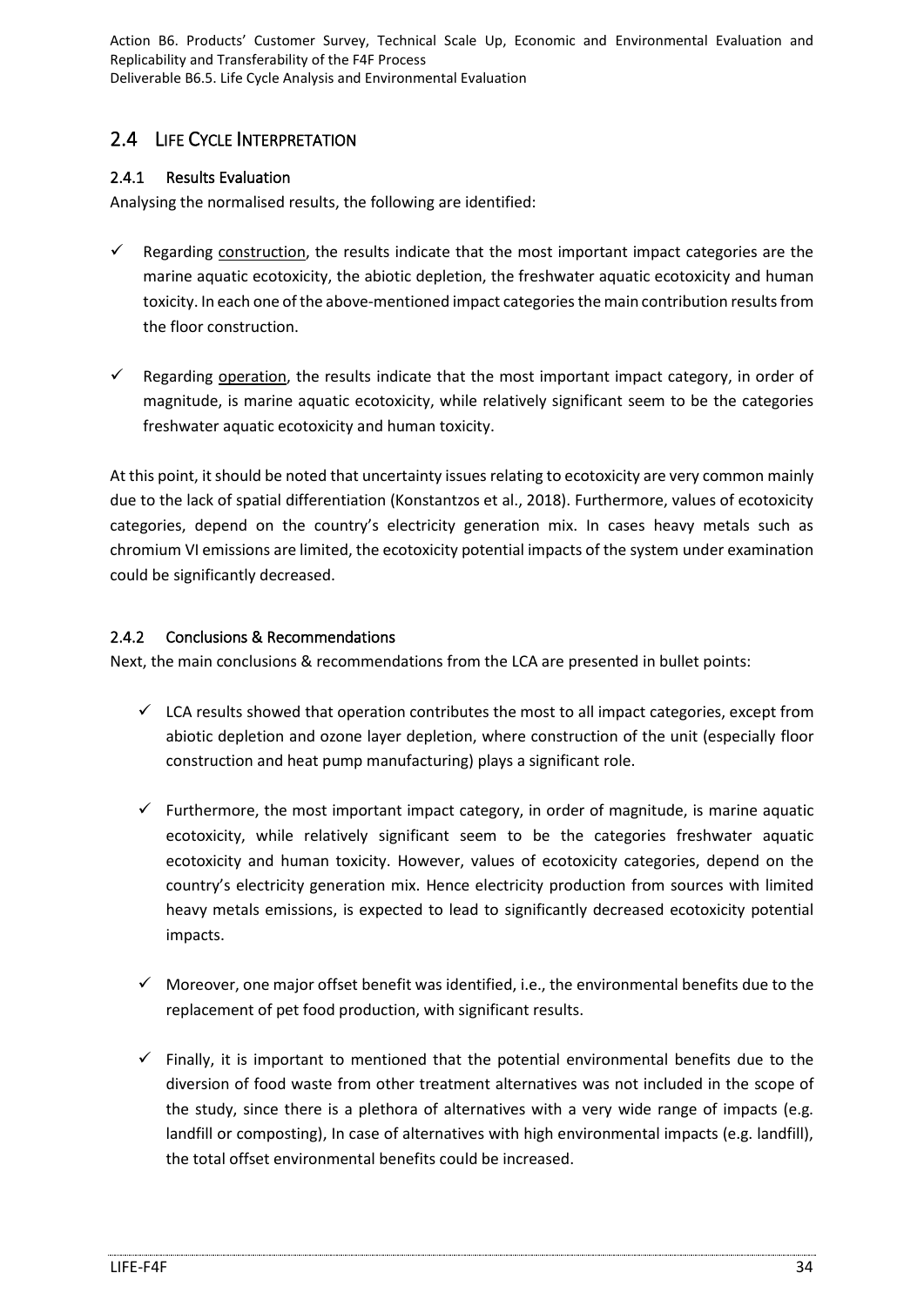## 2.4 Life Cycle Interpretation

### 2.4.1 Results Evaluation

Analysing the normalised results, the following are identified:

- ✓ Regarding construction, the results indicate that the most important impact categories are the marine aquatic ecotoxicity, the abiotic depletion, the freshwater aquatic ecotoxicity and human toxicity. In each one of the above-mentioned impact categories the main contribution results from the floor construction.

- ✓ Regarding operation, the results indicate that the most important impact category, in order of magnitude, is marine aquatic ecotoxicity, while relatively significant seem to be the categories freshwater aquatic ecotoxicity and human toxicity.

At this point, it should be noted that uncertainty issues relating to ecotoxicity are very common mainly due to the lack of spatial differentiation (Konstantzos et al., 2018). Furthermore, values of ecotoxicity categories, depend on the country's electricity generation mix. In cases heavy metals such as chromium VI emissions are limited, the ecotoxicity potential impacts of the system under examination could be significantly decreased.

### 2.4.2 Conclusions & Recommendations

Next, the main conclusions & recommendations from the LCA are presented in bullet points:

- ✓ LCA results showed that operation contributes the most to all impact categories, except from abiotic depletion and ozone layer depletion, where construction of the unit (especially floor construction and heat pump manufacturing) plays a significant role.

- ✓ Furthermore, the most important impact category, in order of magnitude, is marine aquatic ecotoxicity, while relatively significant seem to be the categories freshwater aquatic ecotoxicity and human toxicity. However, values of ecotoxicity categories, depend on the country's electricity generation mix. Hence electricity production from sources with limited heavy metals emissions, is expected to lead to significantly decreased ecotoxicity potential impacts.

- ✓ Moreover, one major offset benefit was identified, i.e., the environmental benefits due to the replacement of pet food production, with significant results.

- ✓ Finally, it is important to mentioned that the potential environmental benefits due to the diversion of food waste from other treatment alternatives was not included in the scope of the study, since there is a plethora of alternatives with a very wide range of impacts (e.g. landfill or composting), In case of alternatives with high environmental impacts (e.g. landfill), the total offset environmental benefits could be increased.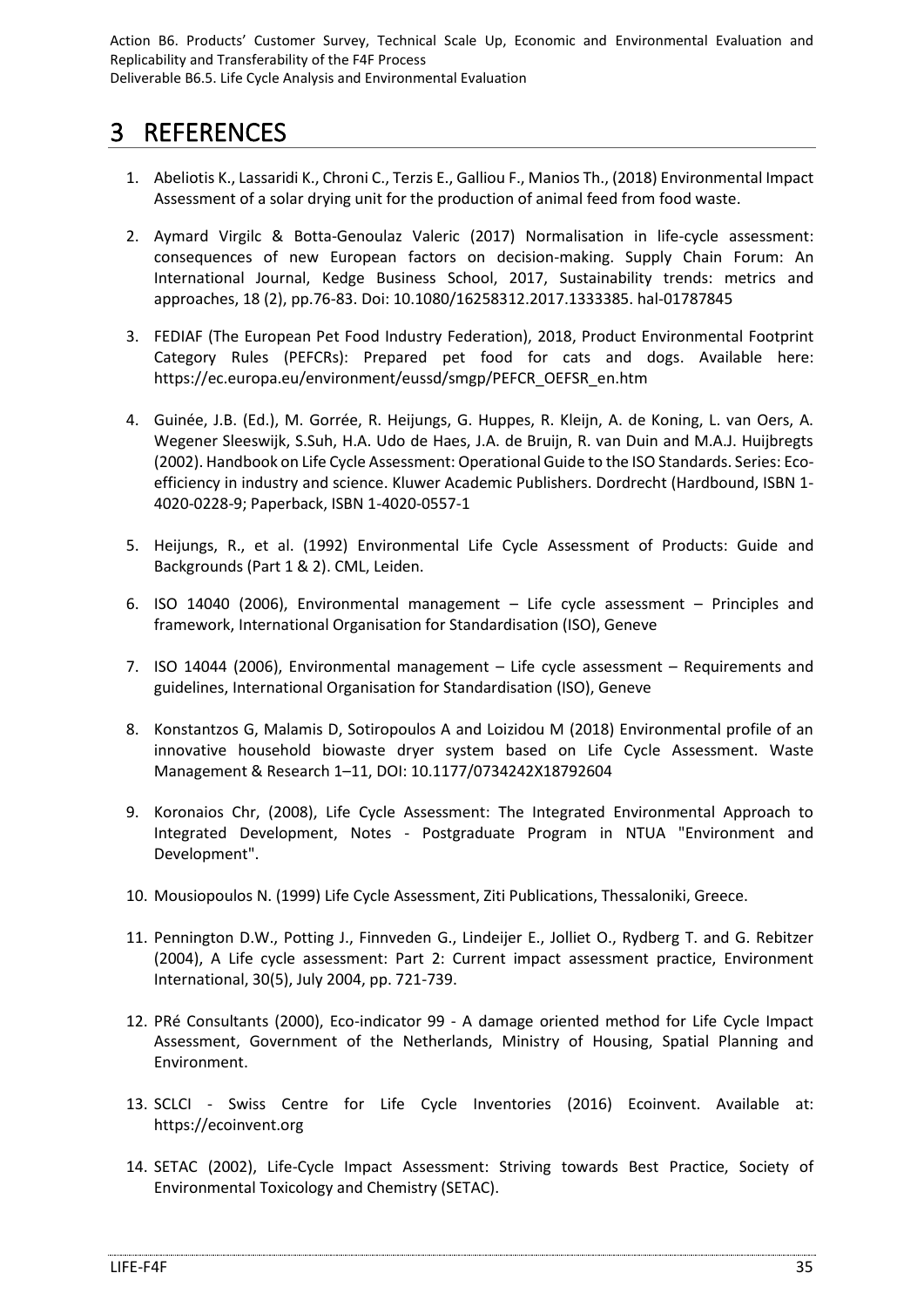# 3 REFERENCES

1. Abeliotis K., Lassaridi K., Chroni C., Terzis E., Galliou F., Manios Th., (2018) Environmental Impact Assessment of a solar drying unit for the production of animal feed from food waste.

2. Aymard Virgilc & Botta-Genoulaz Valeric (2017) Normalisation in life-cycle assessment: consequences of new European factors on decision-making. Supply Chain Forum: An International Journal, Kedge Business School, 2017, Sustainability trends: metrics and approaches, 18 (2), pp.76-83. Doi: 10.1080/16258312.2017.1333385. hal-01787845

3. FEDIAF (The European Pet Food Industry Federation), 2018, Product Environmental Footprint Category Rules (PEFCRs): Prepared pet food for cats and dogs. Available here: https://ec.europa.eu/environment/eussd/smgp/PEFCR_OEFSR_en.htm

4. Guinée, J.B. (Ed.), M. Gorrée, R. Heijungs, G. Huppes, R. Kleijn, A. de Koning, L. van Oers, A. Wegener Sleeswijk, S.Suh, H.A. Udo de Haes, J.A. de Bruijn, R. van Duin and M.A.J. Huijbregts (2002). Handbook on Life Cycle Assessment: Operational Guide to the ISO Standards. Series: Eco-efficiency in industry and science. Kluwer Academic Publishers. Dordrecht (Hardbound, ISBN 1-4020-0228-9; Paperback, ISBN 1-4020-0557-1

5. Heijungs, R., et al. (1992) Environmental Life Cycle Assessment of Products: Guide and Backgrounds (Part 1 & 2). CML, Leiden.

6. ISO 14040 (2006), Environmental management – Life cycle assessment – Principles and framework, International Organisation for Standardisation (ISO), Geneve

7. ISO 14044 (2006), Environmental management – Life cycle assessment – Requirements and guidelines, International Organisation for Standardisation (ISO), Geneve

8. Konstantzos G, Malamis D, Sotiropoulos A and Loizidou M (2018) Environmental profile of an innovative household biowaste dryer system based on Life Cycle Assessment. Waste Management & Research 1–11, DOI: 10.1177/0734242X18792604

9. Koronaios Chr, (2008), Life Cycle Assessment: The Integrated Environmental Approach to Integrated Development, Notes - Postgraduate Program in NTUA "Environment and Development".

10. Mousiopoulos N. (1999) Life Cycle Assessment, Ziti Publications, Thessaloniki, Greece.

11. Pennington D.W., Potting J., Finnveden G., Lindeijer E., Jolliet O., Rydberg T. and G. Rebitzer (2004), A Life cycle assessment: Part 2: Current impact assessment practice, Environment International, 30(5), July 2004, pp. 721-739.

12. PRé Consultants (2000), Eco-indicator 99 - A damage oriented method for Life Cycle Impact Assessment, Government of the Netherlands, Ministry of Housing, Spatial Planning and Environment.

13. SCLCI - Swiss Centre for Life Cycle Inventories (2016) Ecoinvent. Available at: https://ecoinvent.org

14. SETAC (2002), Life-Cycle Impact Assessment: Striving towards Best Practice, Society of Environmental Toxicology and Chemistry (SETAC).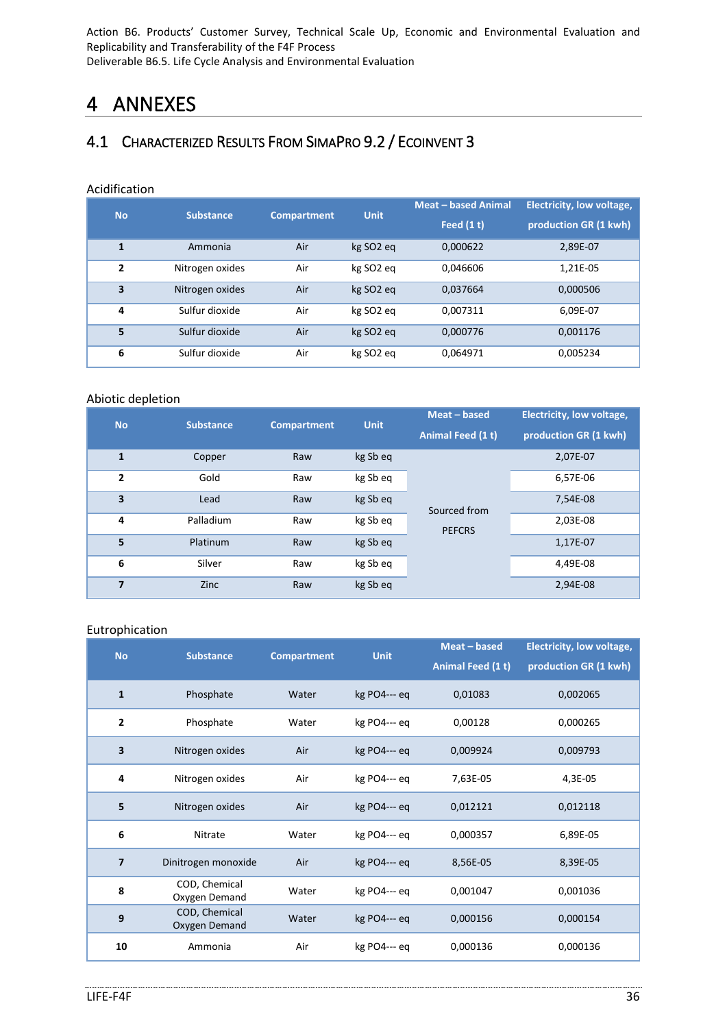# 4 ANNEXES

## 4.1 CHARACTERIZED RESULTS FROM SIMAPRO 9.2 / ECOINVENT 3

Acidification

| No | Substance | Compartment | Unit | Meat – based Animal Feed (1 t) | Electricity, low voltage, production GR (1 kwh) |
|---|---|---|---|---|---|
| 1 | Ammonia | Air | kg SO2 eq | 0,000622 | 2,89E-07 |
| 2 | Nitrogen oxides | Air | kg SO2 eq | 0,046606 | 1,21E-05 |
| 3 | Nitrogen oxides | Air | kg SO2 eq | 0,037664 | 0,000506 |
| 4 | Sulfur dioxide | Air | kg SO2 eq | 0,007311 | 6,09E-07 |
| 5 | Sulfur dioxide | Air | kg SO2 eq | 0,000776 | 0,001176 |
| 6 | Sulfur dioxide | Air | kg SO2 eq | 0,064971 | 0,005234 |

Abiotic depletion

| No | Substance | Compartment | Unit | Meat – based Animal Feed (1 t) | Electricity, low voltage, production GR (1 kwh) |
|---|---|---|---|---|---|
| 1 | Copper | Raw | kg Sb eq | Sourced from PEFCRS | 2,07E-07 |
| 2 | Gold | Raw | kg Sb eq | | 6,57E-06 |
| 3 | Lead | Raw | kg Sb eq | | 7,54E-08 |
| 4 | Palladium | Raw | kg Sb eq | | 2,03E-08 |
| 5 | Platinum | Raw | kg Sb eq | | 1,17E-07 |
| 6 | Silver | Raw | kg Sb eq | | 4,49E-08 |
| 7 | Zinc | Raw | kg Sb eq | | 2,94E-08 |

Eutrophication

| No | Substance | Compartment | Unit | Meat – based Animal Feed (1 t) | Electricity, low voltage, production GR (1 kwh) |
|---|---|---|---|---|---|
| 1 | Phosphate | Water | kg PO4--- eq | 0,01083 | 0,002065 |
| 2 | Phosphate | Water | kg PO4--- eq | 0,00128 | 0,000265 |
| 3 | Nitrogen oxides | Air | kg PO4--- eq | 0,009924 | 0,009793 |
| 4 | Nitrogen oxides | Air | kg PO4--- eq | 7,63E-05 | 4,3E-05 |
| 5 | Nitrogen oxides | Air | kg PO4--- eq | 0,012121 | 0,012118 |
| 6 | Nitrate | Water | kg PO4--- eq | 0,000357 | 6,89E-05 |
| 7 | Dinitrogen monoxide | Air | kg PO4--- eq | 8,56E-05 | 8,39E-05 |
| 8 | COD, Chemical Oxygen Demand | Water | kg PO4--- eq | 0,001047 | 0,001036 |
| 9 | COD, Chemical Oxygen Demand | Water | kg PO4--- eq | 0,000156 | 0,000154 |
| 10 | Ammonia | Air | kg PO4--- eq | 0,000136 | 0,000136 |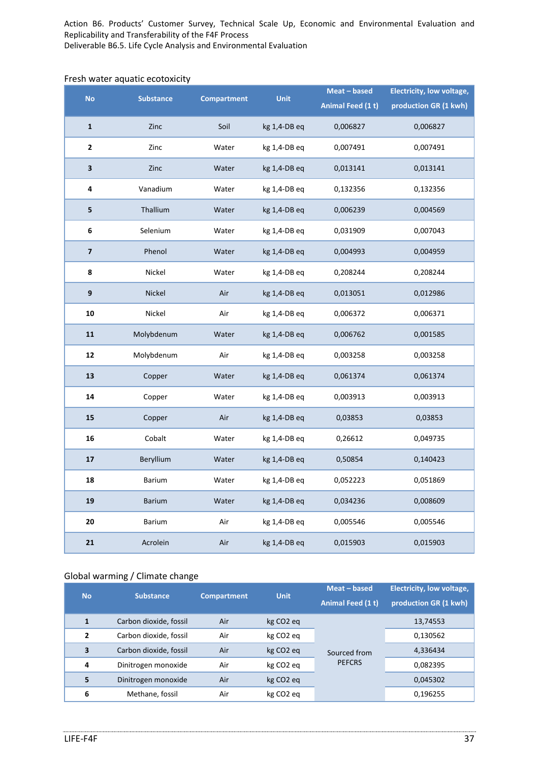Fresh water aquatic ecotoxicity

| No | Substance | Compartment | Unit | Meat – based Animal Feed (1 t) | Electricity, low voltage, production GR (1 kwh) |
|---|---|---|---|---|---|
| 1 | Zinc | Soil | kg 1,4-DB eq | 0,006827 | 0,006827 |
| 2 | Zinc | Water | kg 1,4-DB eq | 0,007491 | 0,007491 |
| 3 | Zinc | Water | kg 1,4-DB eq | 0,013141 | 0,013141 |
| 4 | Vanadium | Water | kg 1,4-DB eq | 0,132356 | 0,132356 |
| 5 | Thallium | Water | kg 1,4-DB eq | 0,006239 | 0,004569 |
| 6 | Selenium | Water | kg 1,4-DB eq | 0,031909 | 0,007043 |
| 7 | Phenol | Water | kg 1,4-DB eq | 0,004993 | 0,004959 |
| 8 | Nickel | Water | kg 1,4-DB eq | 0,208244 | 0,208244 |
| 9 | Nickel | Air | kg 1,4-DB eq | 0,013051 | 0,012986 |
| 10 | Nickel | Air | kg 1,4-DB eq | 0,006372 | 0,006371 |
| 11 | Molybdenum | Water | kg 1,4-DB eq | 0,006762 | 0,001585 |
| 12 | Molybdenum | Air | kg 1,4-DB eq | 0,003258 | 0,003258 |
| 13 | Copper | Water | kg 1,4-DB eq | 0,061374 | 0,061374 |
| 14 | Copper | Water | kg 1,4-DB eq | 0,003913 | 0,003913 |
| 15 | Copper | Air | kg 1,4-DB eq | 0,03853 | 0,03853 |
| 16 | Cobalt | Water | kg 1,4-DB eq | 0,26612 | 0,049735 |
| 17 | Beryllium | Water | kg 1,4-DB eq | 0,50854 | 0,140423 |
| 18 | Barium | Water | kg 1,4-DB eq | 0,052223 | 0,051869 |
| 19 | Barium | Water | kg 1,4-DB eq | 0,034236 | 0,008609 |
| 20 | Barium | Air | kg 1,4-DB eq | 0,005546 | 0,005546 |
| 21 | Acrolein | Air | kg 1,4-DB eq | 0,015903 | 0,015903 |

Global warming / Climate change

| No | Substance | Compartment | Unit | Meat – based Animal Feed (1 t) | Electricity, low voltage, production GR (1 kwh) |
|---|---|---|---|---|---|
| 1 | Carbon dioxide, fossil | Air | kg CO2 eq | Sourced from PEFCRS | 13,74553 |
| 2 | Carbon dioxide, fossil | Air | kg CO2 eq | | 0,130562 |
| 3 | Carbon dioxide, fossil | Air | kg CO2 eq | | 4,336434 |
| 4 | Dinitrogen monoxide | Air | kg CO2 eq | | 0,082395 |
| 5 | Dinitrogen monoxide | Air | kg CO2 eq | | 0,045302 |
| 6 | Methane, fossil | Air | kg CO2 eq | | 0,196255 |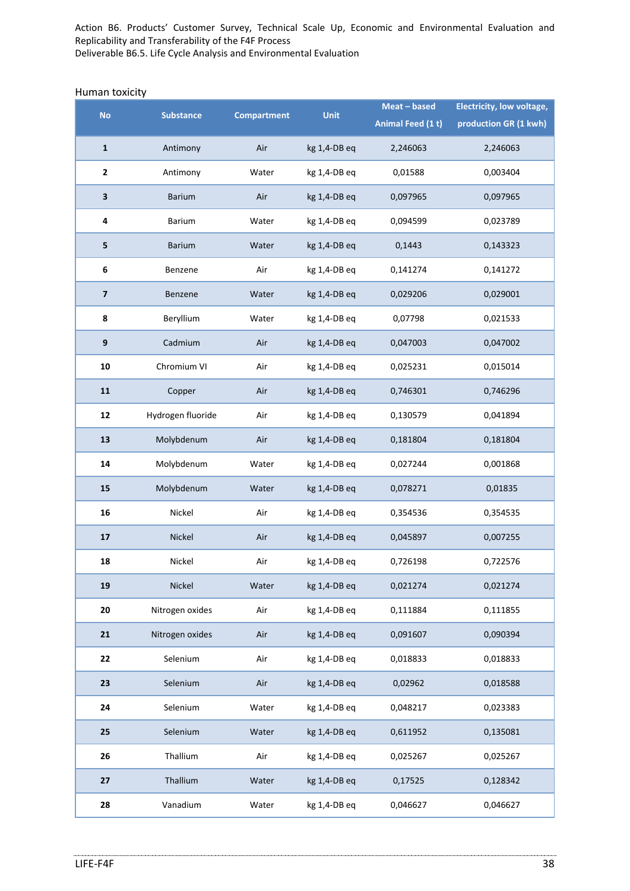Human toxicity

| No | Substance | Compartment | Unit | Meat – based Animal Feed (1 t) | Electricity, low voltage, production GR (1 kwh) |
|---|---|---|---|---|---|
| 1 | Antimony | Air | kg 1,4-DB eq | 2,246063 | 2,246063 |
| 2 | Antimony | Water | kg 1,4-DB eq | 0,01588 | 0,003404 |
| 3 | Barium | Air | kg 1,4-DB eq | 0,097965 | 0,097965 |
| 4 | Barium | Water | kg 1,4-DB eq | 0,094599 | 0,023789 |
| 5 | Barium | Water | kg 1,4-DB eq | 0,1443 | 0,143323 |
| 6 | Benzene | Air | kg 1,4-DB eq | 0,141274 | 0,141272 |
| 7 | Benzene | Water | kg 1,4-DB eq | 0,029206 | 0,029001 |
| 8 | Beryllium | Water | kg 1,4-DB eq | 0,07798 | 0,021533 |
| 9 | Cadmium | Air | kg 1,4-DB eq | 0,047003 | 0,047002 |
| 10 | Chromium VI | Air | kg 1,4-DB eq | 0,025231 | 0,015014 |
| 11 | Copper | Air | kg 1,4-DB eq | 0,746301 | 0,746296 |
| 12 | Hydrogen fluoride | Air | kg 1,4-DB eq | 0,130579 | 0,041894 |
| 13 | Molybdenum | Air | kg 1,4-DB eq | 0,181804 | 0,181804 |
| 14 | Molybdenum | Water | kg 1,4-DB eq | 0,027244 | 0,001868 |
| 15 | Molybdenum | Water | kg 1,4-DB eq | 0,078271 | 0,01835 |
| 16 | Nickel | Air | kg 1,4-DB eq | 0,354536 | 0,354535 |
| 17 | Nickel | Air | kg 1,4-DB eq | 0,045897 | 0,007255 |
| 18 | Nickel | Air | kg 1,4-DB eq | 0,726198 | 0,722576 |
| 19 | Nickel | Water | kg 1,4-DB eq | 0,021274 | 0,021274 |
| 20 | Nitrogen oxides | Air | kg 1,4-DB eq | 0,111884 | 0,111855 |
| 21 | Nitrogen oxides | Air | kg 1,4-DB eq | 0,091607 | 0,090394 |
| 22 | Selenium | Air | kg 1,4-DB eq | 0,018833 | 0,018833 |
| 23 | Selenium | Air | kg 1,4-DB eq | 0,02962 | 0,018588 |
| 24 | Selenium | Water | kg 1,4-DB eq | 0,048217 | 0,023383 |
| 25 | Selenium | Water | kg 1,4-DB eq | 0,611952 | 0,135081 |
| 26 | Thallium | Air | kg 1,4-DB eq | 0,025267 | 0,025267 |
| 27 | Thallium | Water | kg 1,4-DB eq | 0,17525 | 0,128342 |
| 28 | Vanadium | Water | kg 1,4-DB eq | 0,046627 | 0,046627 |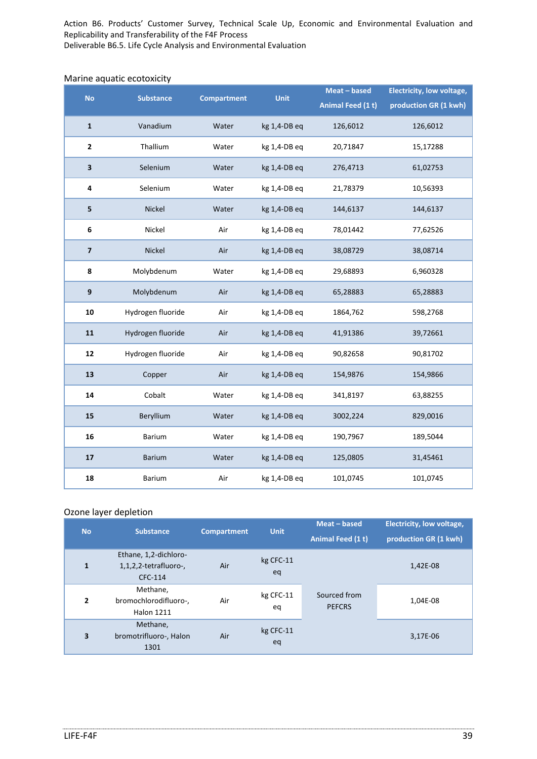Marine aquatic ecotoxicity

| No | Substance | Compartment | Unit | Meat – based Animal Feed (1 t) | Electricity, low voltage, production GR (1 kwh) |
|---|---|---|---|---|---|
| 1 | Vanadium | Water | kg 1,4-DB eq | 126,6012 | 126,6012 |
| 2 | Thallium | Water | kg 1,4-DB eq | 20,71847 | 15,17288 |
| 3 | Selenium | Water | kg 1,4-DB eq | 276,4713 | 61,02753 |
| 4 | Selenium | Water | kg 1,4-DB eq | 21,78379 | 10,56393 |
| 5 | Nickel | Water | kg 1,4-DB eq | 144,6137 | 144,6137 |
| 6 | Nickel | Air | kg 1,4-DB eq | 78,01442 | 77,62526 |
| 7 | Nickel | Air | kg 1,4-DB eq | 38,08729 | 38,08714 |
| 8 | Molybdenum | Water | kg 1,4-DB eq | 29,68893 | 6,960328 |
| 9 | Molybdenum | Air | kg 1,4-DB eq | 65,28883 | 65,28883 |
| 10 | Hydrogen fluoride | Air | kg 1,4-DB eq | 1864,762 | 598,2768 |
| 11 | Hydrogen fluoride | Air | kg 1,4-DB eq | 41,91386 | 39,72661 |
| 12 | Hydrogen fluoride | Air | kg 1,4-DB eq | 90,82658 | 90,81702 |
| 13 | Copper | Air | kg 1,4-DB eq | 154,9876 | 154,9866 |
| 14 | Cobalt | Water | kg 1,4-DB eq | 341,8197 | 63,88255 |
| 15 | Beryllium | Water | kg 1,4-DB eq | 3002,224 | 829,0016 |
| 16 | Barium | Water | kg 1,4-DB eq | 190,7967 | 189,5044 |
| 17 | Barium | Water | kg 1,4-DB eq | 125,0805 | 31,45461 |
| 18 | Barium | Air | kg 1,4-DB eq | 101,0745 | 101,0745 |

Ozone layer depletion

| No | Substance | Compartment | Unit | Meat – based Animal Feed (1 t) | Electricity, low voltage, production GR (1 kwh) |
|---|---|---|---|---|---|
| 1 | Ethane, 1,2-dichloro-1,1,2,2-tetrafluoro-, CFC-114 | Air | kg CFC-11 eq | Sourced from PEFCRS | 1,42E-08 |
| 2 | Methane, bromochlorodifluoro-, Halon 1211 | Air | kg CFC-11 eq | | 1,04E-08 |
| 3 | Methane, bromotrifluoro-, Halon 1301 | Air | kg CFC-11 eq | | 3,17E-06 |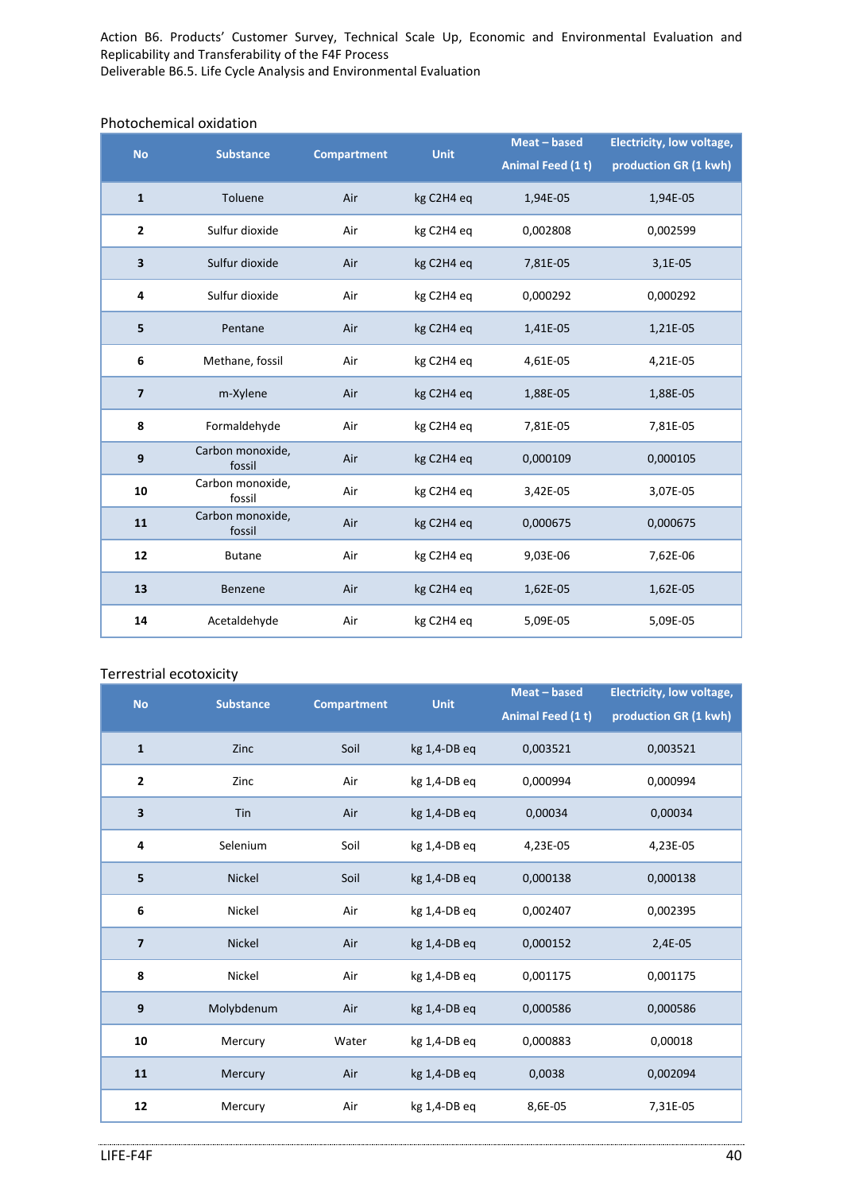Photochemical oxidation

| No | Substance | Compartment | Unit | Meat – based Animal Feed (1 t) | Electricity, low voltage, production GR (1 kwh) |
|---|---|---|---|---|---|
| 1 | Toluene | Air | kg C2H4 eq | 1,94E-05 | 1,94E-05 |
| 2 | Sulfur dioxide | Air | kg C2H4 eq | 0,002808 | 0,002599 |
| 3 | Sulfur dioxide | Air | kg C2H4 eq | 7,81E-05 | 3,1E-05 |
| 4 | Sulfur dioxide | Air | kg C2H4 eq | 0,000292 | 0,000292 |
| 5 | Pentane | Air | kg C2H4 eq | 1,41E-05 | 1,21E-05 |
| 6 | Methane, fossil | Air | kg C2H4 eq | 4,61E-05 | 4,21E-05 |
| 7 | m-Xylene | Air | kg C2H4 eq | 1,88E-05 | 1,88E-05 |
| 8 | Formaldehyde | Air | kg C2H4 eq | 7,81E-05 | 7,81E-05 |
| 9 | Carbon monoxide, fossil | Air | kg C2H4 eq | 0,000109 | 0,000105 |
| 10 | Carbon monoxide, fossil | Air | kg C2H4 eq | 3,42E-05 | 3,07E-05 |
| 11 | Carbon monoxide, fossil | Air | kg C2H4 eq | 0,000675 | 0,000675 |
| 12 | Butane | Air | kg C2H4 eq | 9,03E-06 | 7,62E-06 |
| 13 | Benzene | Air | kg C2H4 eq | 1,62E-05 | 1,62E-05 |
| 14 | Acetaldehyde | Air | kg C2H4 eq | 5,09E-05 | 5,09E-05 |

Terrestrial ecotoxicity

| No | Substance | Compartment | Unit | Meat – based Animal Feed (1 t) | Electricity, low voltage, production GR (1 kwh) |
|---|---|---|---|---|---|
| 1 | Zinc | Soil | kg 1,4-DB eq | 0,003521 | 0,003521 |
| 2 | Zinc | Air | kg 1,4-DB eq | 0,000994 | 0,000994 |
| 3 | Tin | Air | kg 1,4-DB eq | 0,00034 | 0,00034 |
| 4 | Selenium | Soil | kg 1,4-DB eq | 4,23E-05 | 4,23E-05 |
| 5 | Nickel | Soil | kg 1,4-DB eq | 0,000138 | 0,000138 |
| 6 | Nickel | Air | kg 1,4-DB eq | 0,002407 | 0,002395 |
| 7 | Nickel | Air | kg 1,4-DB eq | 0,000152 | 2,4E-05 |
| 8 | Nickel | Air | kg 1,4-DB eq | 0,001175 | 0,001175 |
| 9 | Molybdenum | Air | kg 1,4-DB eq | 0,000586 | 0,000586 |
| 10 | Mercury | Water | kg 1,4-DB eq | 0,000883 | 0,00018 |
| 11 | Mercury | Air | kg 1,4-DB eq | 0,0038 | 0,002094 |
| 12 | Mercury | Air | kg 1,4-DB eq | 8,6E-05 | 7,31E-05 |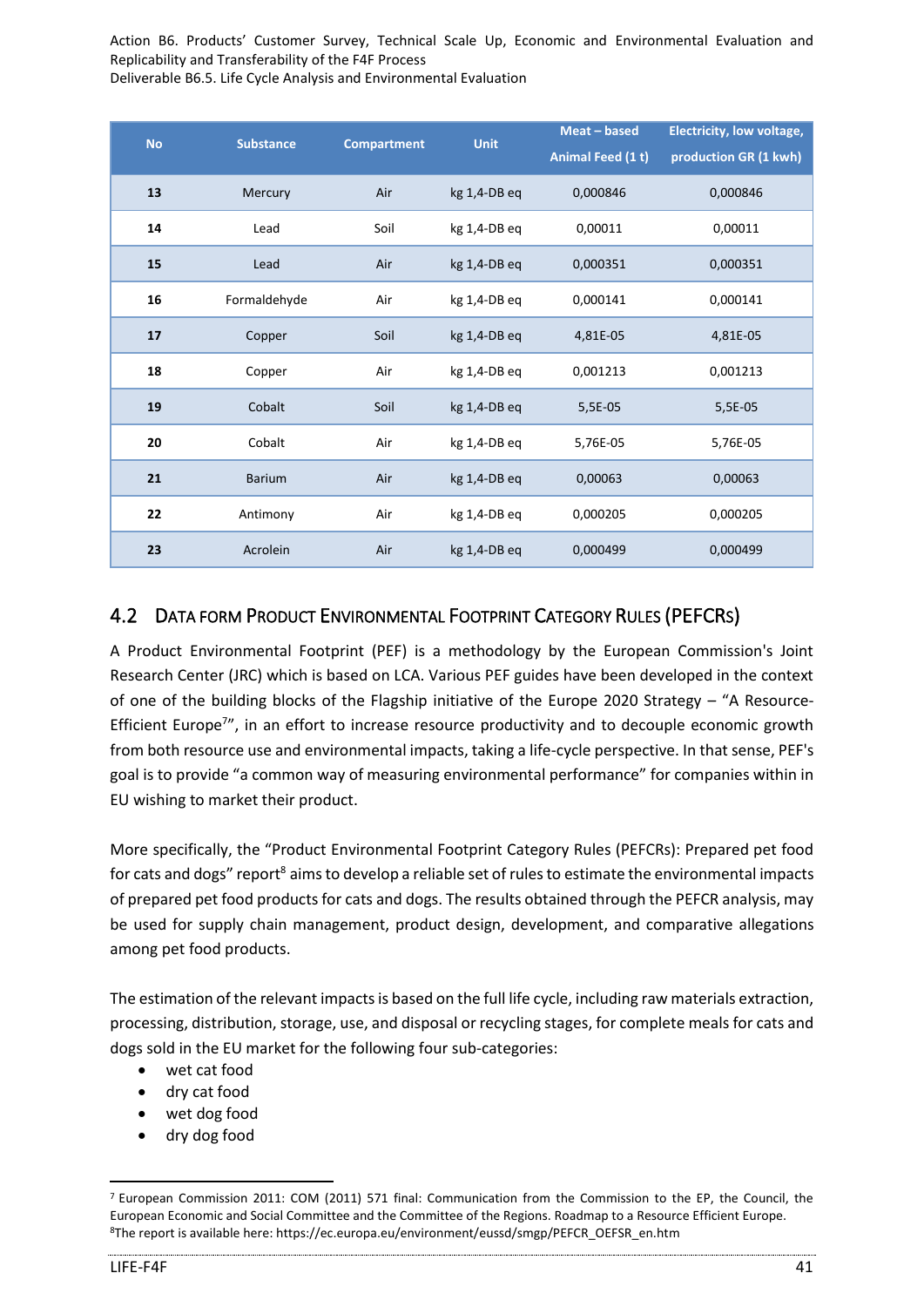| No | Substance | Compartment | Unit | Meat – based Animal Feed (1 t) | Electricity, low voltage, production GR (1 kwh) |
|---|---|---|---|---|---|
| 13 | Mercury | Air | kg 1,4-DB eq | 0,000846 | 0,000846 |
| 14 | Lead | Soil | kg 1,4-DB eq | 0,00011 | 0,00011 |
| 15 | Lead | Air | kg 1,4-DB eq | 0,000351 | 0,000351 |
| 16 | Formaldehyde | Air | kg 1,4-DB eq | 0,000141 | 0,000141 |
| 17 | Copper | Soil | kg 1,4-DB eq | 4,81E-05 | 4,81E-05 |
| 18 | Copper | Air | kg 1,4-DB eq | 0,001213 | 0,001213 |
| 19 | Cobalt | Soil | kg 1,4-DB eq | 5,5E-05 | 5,5E-05 |
| 20 | Cobalt | Air | kg 1,4-DB eq | 5,76E-05 | 5,76E-05 |
| 21 | Barium | Air | kg 1,4-DB eq | 0,00063 | 0,00063 |
| 22 | Antimony | Air | kg 1,4-DB eq | 0,000205 | 0,000205 |
| 23 | Acrolein | Air | kg 1,4-DB eq | 0,000499 | 0,000499 |

## 4.2 Data form Product Environmental Footprint Category Rules (PEFCRs)

A Product Environmental Footprint (PEF) is a methodology by the European Commission's Joint Research Center (JRC) which is based on LCA. Various PEF guides have been developed in the context of one of the building blocks of the Flagship initiative of the Europe 2020 Strategy – "A Resource-Efficient Europe[7]", in an effort to increase resource productivity and to decouple economic growth from both resource use and environmental impacts, taking a life-cycle perspective. In that sense, PEF's goal is to provide "a common way of measuring environmental performance" for companies within in EU wishing to market their product.

More specifically, the "Product Environmental Footprint Category Rules (PEFCRs): Prepared pet food for cats and dogs" report[8] aims to develop a reliable set of rules to estimate the environmental impacts of prepared pet food products for cats and dogs. The results obtained through the PEFCR analysis, may be used for supply chain management, product design, development, and comparative allegations among pet food products.

The estimation of the relevant impacts is based on the full life cycle, including raw materials extraction, processing, distribution, storage, use, and disposal or recycling stages, for complete meals for cats and dogs sold in the EU market for the following four sub-categories:

- wet cat food
- dry cat food
- wet dog food
- dry dog food

[7] European Commission 2011: COM (2011) 571 final: Communication from the Commission to the EP, the Council, the European Economic and Social Committee and the Committee of the Regions. Roadmap to a Resource Efficient Europe.
[8] The report is available here: https://ec.europa.eu/environment/eussd/smgp/PEFCR_OEFSR_en.htm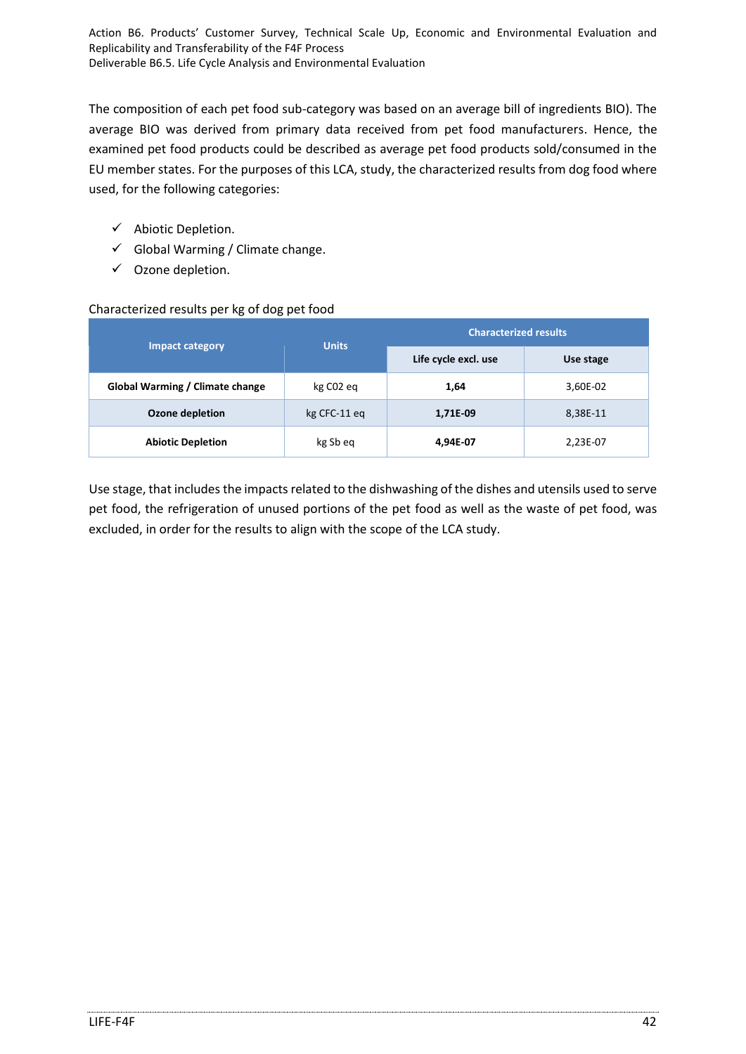The composition of each pet food sub-category was based on an average bill of ingredients BIO). The average BIO was derived from primary data received from pet food manufacturers. Hence, the examined pet food products could be described as average pet food products sold/consumed in the EU member states. For the purposes of this LCA, study, the characterized results from dog food where used, for the following categories:

- ✓ Abiotic Depletion.
- ✓ Global Warming / Climate change.
- ✓ Ozone depletion.

Characterized results per kg of dog pet food

| Impact category | Units | Characterized results | |
|---|---|---|---|
| | | Life cycle excl. use | Use stage |
| **Global Warming / Climate change** | kg C02 eq | **1,64** | 3,60E-02 |
| **Ozone depletion** | kg CFC-11 eq | **1,71E-09** | 8,38E-11 |
| **Abiotic Depletion** | kg Sb eq | **4,94E-07** | 2,23E-07 |

Use stage, that includes the impacts related to the dishwashing of the dishes and utensils used to serve pet food, the refrigeration of unused portions of the pet food as well as the waste of pet food, was excluded, in order for the results to align with the scope of the LCA study.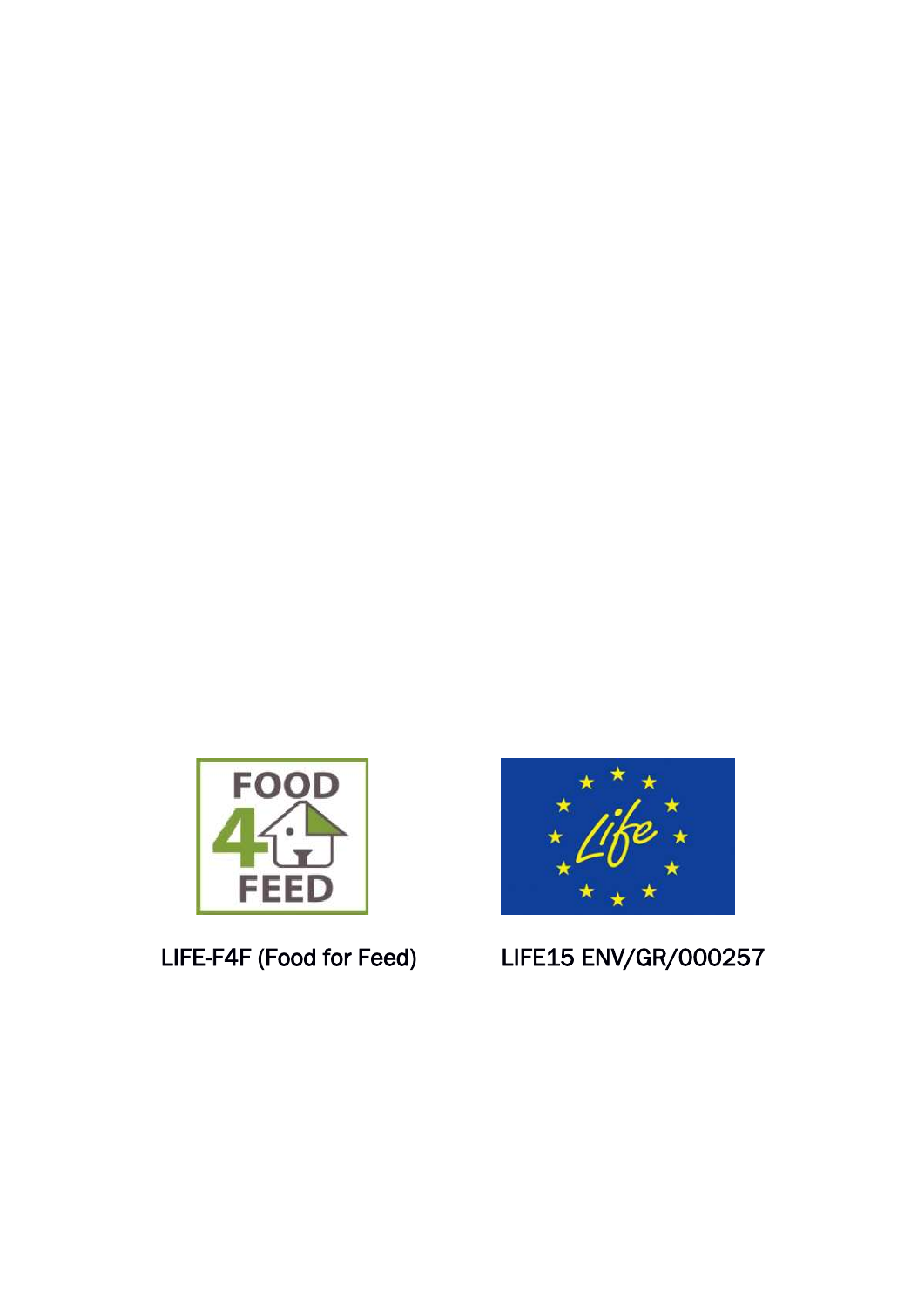LIFE-F4F (Food for Feed)

LIFE15 ENV/GR/000257